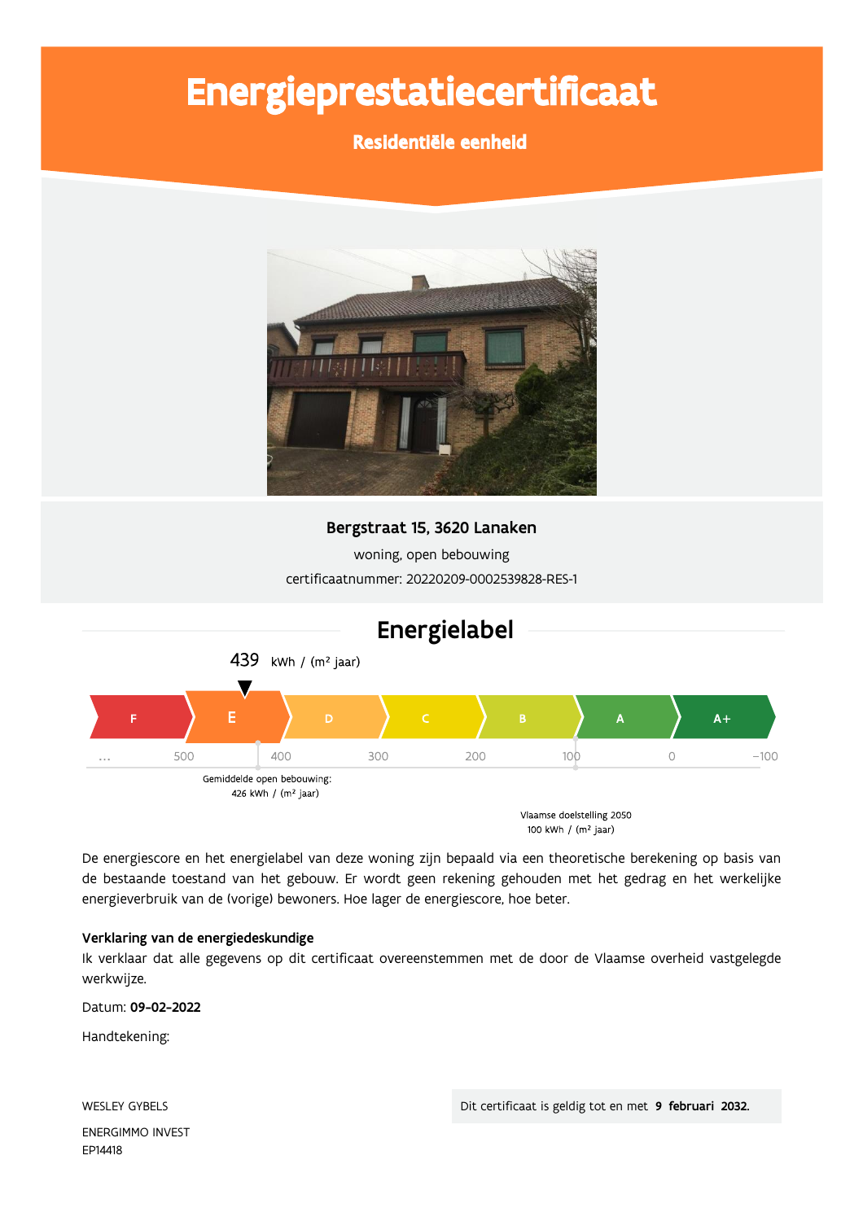# Energieprestatiecertificaat

**Residentiële eenheid**

**Bergstraat 15, 3620 Lanaken**

woning, open bebouwing

certificaatnummer: 20220209-0002539828-RES-1

## Energielabel

439 kWh / (m² jaar)

F | E | D | C | B | A | A+

... 500 400 300 200 100 0 -100

Gemiddelde open bebouwing: 426 kWh / (m² jaar)

Vlaamse doelstelling 2050 100 kWh / (m² jaar)

De energiescore en het energielabel van deze woning zijn bepaald via een theoretische berekening op basis van de bestaande toestand van het gebouw. Er wordt geen rekening gehouden met het gedrag en het werkelijke energieverbruik van de (vorige) bewoners. Hoe lager de energiescore, hoe beter.

**Verklaring van de energiedeskundige**

Ik verklaar dat alle gegevens op dit certificaat overeenstemmen met de door de Vlaamse overheid vastgelegde werkwijze.

Datum: **09-02-2022**

Handtekening:

WESLEY GYBELS

ENERGIMMO INVEST

EP14418

Dit certificaat is geldig tot en met **9 februari 2032.**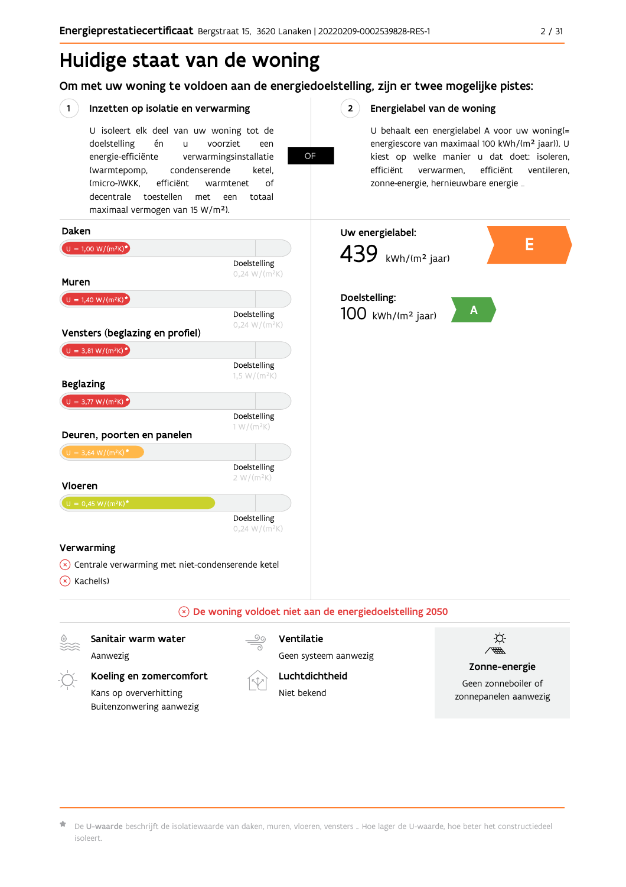# Huidige staat van de woning

## Om met uw woning te voldoen aan de energiedoelstelling, zijn er twee mogelijke pistes:

### 1 Inzetten op isolatie en verwarming

U isoleert elk deel van uw woning tot de doelstelling én u voorziet een energie-efficiënte verwarmingsinstallatie (warmtepomp, condenserende ketel, (micro-)WKK, efficiënt warmtenet of decentrale toestellen met een totaal maximaal vermogen van 15 W/m²).

**OF**

### 2 Energielabel van de woning

U behaalt een energielabel A voor uw woning(= energiescore van maximaal 100 kWh/(m² jaar)). U kiest op welke manier u dat doet: isoleren, efficiënt verwarmen, efficiënt ventileren, zonne-energie, hernieuwbare energie ...

**Daken**
U = 1,00 W/(m²K)*
Doelstelling 0,24 W/(m²K)

**Muren**
U = 1,40 W/(m²K)*
Doelstelling 0,24 W/(m²K)

**Vensters (beglazing en profiel)**
U = 3,81 W/(m²K)*
Doelstelling 1,5 W/(m²K)

**Beglazing**
U = 3,77 W/(m²K)*
Doelstelling 1 W/(m²K)

**Deuren, poorten en panelen**
U = 3,64 W/(m²K)*
Doelstelling 2 W/(m²K)

**Vloeren**
U = 0,45 W/(m²K)*
Doelstelling 0,24 W/(m²K)

**Verwarming**
- ⊗ Centrale verwarming met niet-condenserende ketel
- ⊗ Kachel(s)

**Uw energielabel:**
439 kWh/(m² jaar) — E

**Doelstelling:**
100 kWh/(m² jaar) — A

⊗ **De woning voldoet niet aan de energiedoelstelling 2050**

**Sanitair warm water**
Aanwezig

**Koeling en zomercomfort**
Kans op oververhitting
Buitenzonwering aanwezig

**Ventilatie**
Geen systeem aanwezig

**Luchtdichtheid**
Niet bekend

**Zonne-energie**
Geen zonneboiler of zonnepanelen aanwezig

* De **U-waarde** beschrijft de isolatiewaarde van daken, muren, vloeren, vensters ... Hoe lager de U-waarde, hoe beter het constructiedeel isoleert.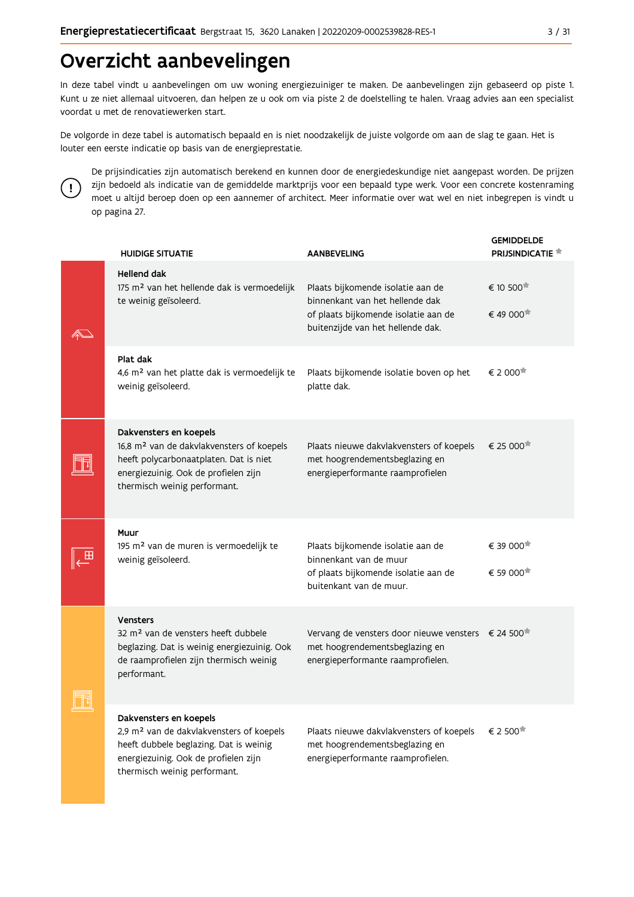# Overzicht aanbevelingen

In deze tabel vindt u aanbevelingen om uw woning energiezuiniger te maken. De aanbevelingen zijn gebaseerd op piste 1. Kunt u ze niet allemaal uitvoeren, dan helpen ze u ook om via piste 2 de doelstelling te halen. Vraag advies aan een specialist voordat u met de renovatiewerken start.

De volgorde in deze tabel is automatisch bepaald en is niet noodzakelijk de juiste volgorde om aan de slag te gaan. Het is louter een eerste indicatie op basis van de energieprestatie.

De prijsindicaties zijn automatisch berekend en kunnen door de energiedeskundige niet aangepast worden. De prijzen zijn bedoeld als indicatie van de gemiddelde marktprijs voor een bepaald type werk. Voor een concrete kostenraming moet u altijd beroep doen op een aannemer of architect. Meer informatie over wat wel en niet inbegrepen is vindt u op pagina 27.

| HUIDIGE SITUATIE | AANBEVELING | GEMIDDELDE PRIJSINDICATIE * |
|---|---|---|
| **Hellend dak**<br>175 m² van het hellende dak is vermoedelijk te weinig geïsoleerd. | Plaats bijkomende isolatie aan de binnenkant van het hellende dak<br>of plaats bijkomende isolatie aan de buitenzijde van het hellende dak. | € 10 500*<br>€ 49 000* |
| **Plat dak**<br>4,6 m² van het platte dak is vermoedelijk te weinig geïsoleerd. | Plaats bijkomende isolatie boven op het platte dak. | € 2 000* |
| **Dakvensters en koepels**<br>16,8 m² van de dakvlakvensters of koepels heeft polycarbonaatplaten. Dat is niet energiezuinig. Ook de profielen zijn thermisch weinig performant. | Plaats nieuwe dakvlakvensters of koepels met hoogrendementsbeglazing en energieperformante raamprofielen | € 25 000* |
| **Muur**<br>195 m² van de muren is vermoedelijk te weinig geïsoleerd. | Plaats bijkomende isolatie aan de binnenkant van de muur<br>of plaats bijkomende isolatie aan de buitenkant van de muur. | € 39 000*<br>€ 59 000* |
| **Vensters**<br>32 m² van de vensters heeft dubbele beglazing. Dat is weinig energiezuinig. Ook de raamprofielen zijn thermisch weinig performant. | Vervang de vensters door nieuwe vensters met hoogrendementsbeglazing en energieperformante raamprofielen. | € 24 500* |
| **Dakvensters en koepels**<br>2,9 m² van de dakvlakvensters of koepels heeft dubbele beglazing. Dat is weinig energiezuinig. Ook de profielen zijn thermisch weinig performant. | Plaats nieuwe dakvlakvensters of koepels met hoogrendementsbeglazing en energieperformante raamprofielen. | € 2 500* |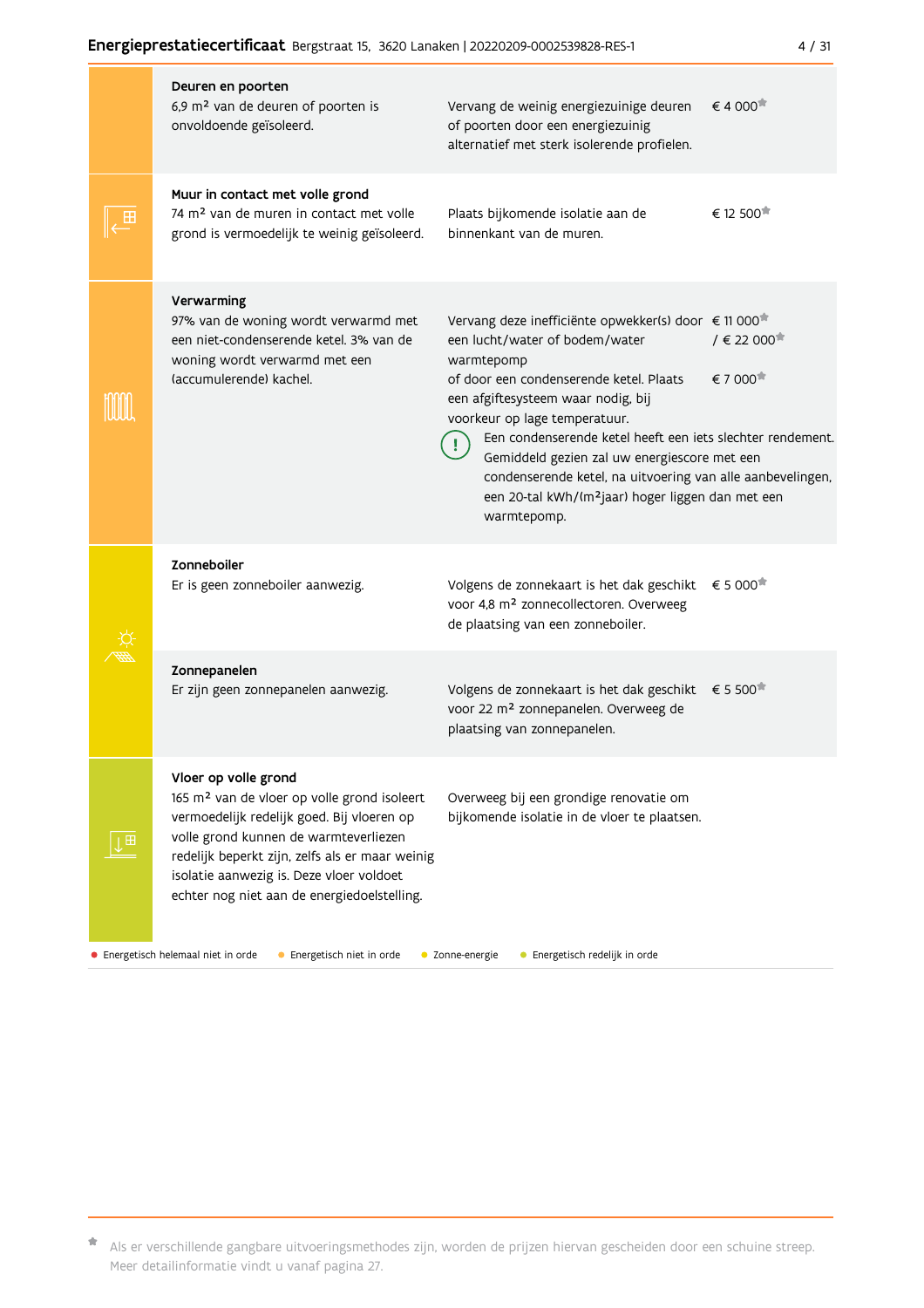| Onderdeel | Aanbeveling | Kostprijs |
|---|---|---|
| **Deuren en poorten**<br>6,9 m² van de deuren of poorten is onvoldoende geïsoleerd. | Vervang de weinig energiezuinige deuren of poorten door een energiezuinig alternatief met sterk isolerende profielen. | € 4 000* |
| **Muur in contact met volle grond**<br>74 m² van de muren in contact met volle grond is vermoedelijk te weinig geïsoleerd. | Plaats bijkomende isolatie aan de binnenkant van de muren. | € 12 500* |
| **Verwarming**<br>97% van de woning wordt verwarmd met een niet-condenserende ketel. 3% van de woning wordt verwarmd met een (accumulerende) kachel. | Vervang deze inefficiënte opwekker(s) door een lucht/water of bodem/water warmtepomp<br>of door een condenserende ketel. Plaats een afgiftesysteem waar nodig, bij voorkeur op lage temperatuur.<br>! Een condenserende ketel heeft een iets slechter rendement. Gemiddeld gezien zal uw energiescore met een condenserende ketel, na uitvoering van alle aanbevelingen, een 20-tal kWh/(m²jaar) hoger liggen dan met een warmtepomp. | € 11 000* / € 22 000*<br><br>€ 7 000* |
| **Zonneboiler**<br>Er is geen zonneboiler aanwezig. | Volgens de zonnekaart is het dak geschikt voor 4,8 m² zonnecollectoren. Overweeg de plaatsing van een zonneboiler. | € 5 000* |
| **Zonnepanelen**<br>Er zijn geen zonnepanelen aanwezig. | Volgens de zonnekaart is het dak geschikt voor 22 m² zonnepanelen. Overweeg de plaatsing van zonnepanelen. | € 5 500* |
| **Vloer op volle grond**<br>165 m² van de vloer op volle grond isoleert vermoedelijk redelijk goed. Bij vloeren op volle grond kunnen de warmteverliezen redelijk beperkt zijn, zelfs als er maar weinig isolatie aanwezig is. Deze vloer voldoet echter nog niet aan de energiedoelstelling. | Overweeg bij een grondige renovatie om bijkomende isolatie in de vloer te plaatsen. | |

● Energetisch helemaal niet in orde ● Energetisch niet in orde ● Zonne-energie ● Energetisch redelijk in orde

\* Als er verschillende gangbare uitvoeringsmethodes zijn, worden de prijzen hiervan gescheiden door een schuine streep. Meer detailinformatie vindt u vanaf pagina 27.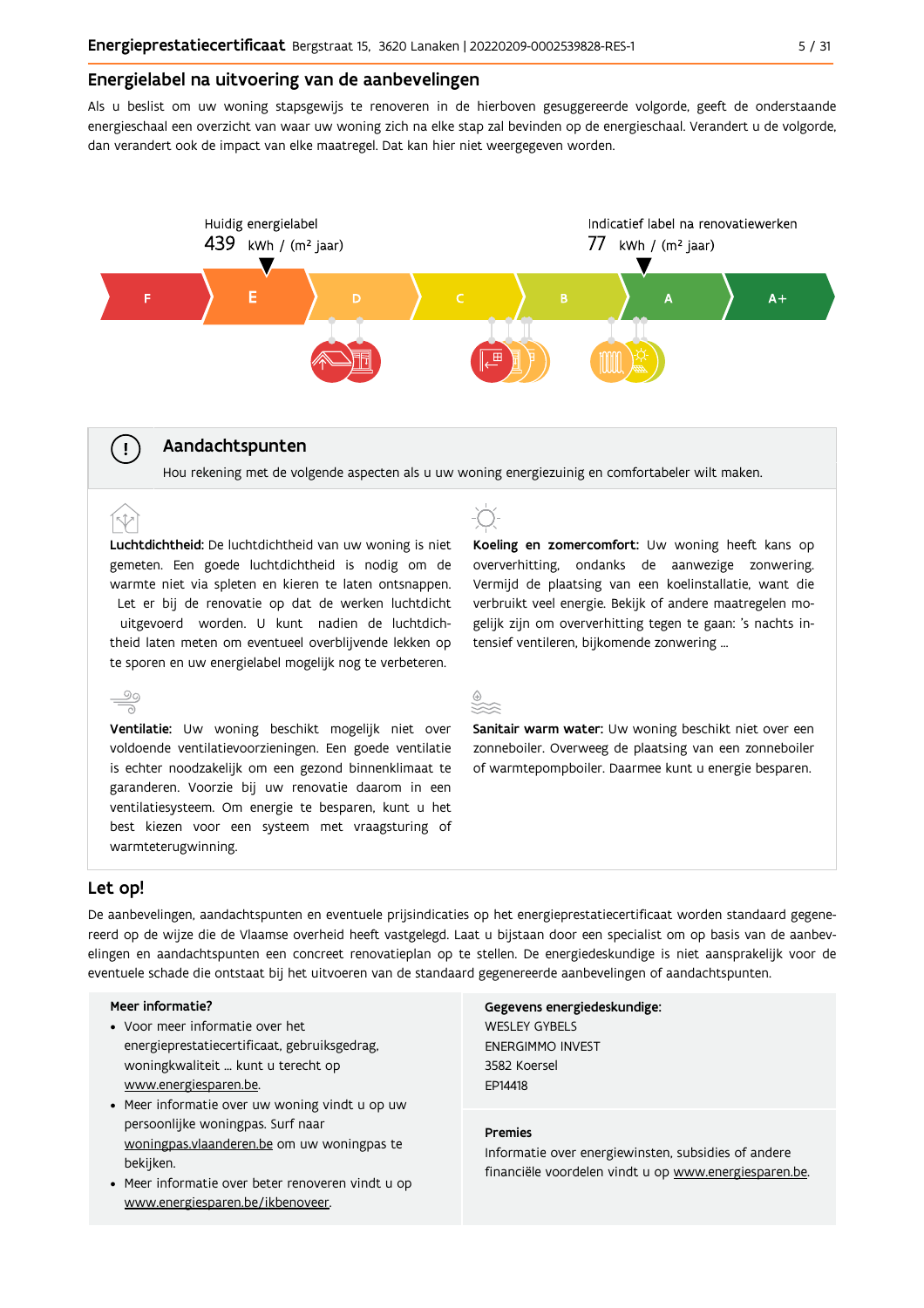## Energielabel na uitvoering van de aanbevelingen

Als u beslist om uw woning stapsgewijs te renoveren in de hierboven gesuggereerde volgorde, geeft de onderstaande energieschaal een overzicht van waar uw woning zich na elke stap zal bevinden op de energieschaal. Verandert u de volgorde, dan verandert ook de impact van elke maatregel. Dat kan hier niet weergegeven worden.

Huidig energielabel
439 kWh / (m² jaar)

Indicatief label na renovatiewerken
77 kWh / (m² jaar)

F | E | D | C | B | A | A+

### Aandachtspunten

Hou rekening met de volgende aspecten als u uw woning energiezuinig en comfortabeler wilt maken.

**Luchtdichtheid:** De luchtdichtheid van uw woning is niet gemeten. Een goede luchtdichtheid is nodig om de warmte niet via spleten en kieren te laten ontsnappen. Let er bij de renovatie op dat de werken luchtdicht uitgevoerd worden. U kunt nadien de luchtdichtheid laten meten om eventueel overblijvende lekken op te sporen en uw energielabel mogelijk nog te verbeteren.

**Ventilatie:** Uw woning beschikt mogelijk niet over voldoende ventilatievoorzieningen. Een goede ventilatie is echter noodzakelijk om een gezond binnenklimaat te garanderen. Voorzie bij uw renovatie daarom in een ventilatiesysteem. Om energie te besparen, kunt u het best kiezen voor een systeem met vraagsturing of warmteterugwinning.

**Koeling en zomercomfort:** Uw woning heeft kans op oververhitting, ondanks de aanwezige zonwering. Vermijd de plaatsing van een koelinstallatie, want die verbruikt veel energie. Bekijk of andere maatregelen mogelijk zijn om oververhitting tegen te gaan: 's nachts intensief ventileren, bijkomende zonwering ...

**Sanitair warm water:** Uw woning beschikt niet over een zonneboiler. Overweeg de plaatsing van een zonneboiler of warmtepompboiler. Daarmee kunt u energie besparen.

## Let op!

De aanbevelingen, aandachtspunten en eventuele prijsindicaties op het energieprestatiecertificaat worden standaard gegenereerd op de wijze die de Vlaamse overheid heeft vastgelegd. Laat u bijstaan door een specialist om op basis van de aanbevelingen en aandachtspunten een concreet renovatieplan op te stellen. De energiedeskundige is niet aansprakelijk voor de eventuele schade die ontstaat bij het uitvoeren van de standaard gegenereerde aanbevelingen of aandachtspunten.

**Meer informatie?**

- Voor meer informatie over het energieprestatiecertificaat, gebruiksgedrag, woningkwaliteit ... kunt u terecht op www.energiesparen.be.
- Meer informatie over uw woning vindt u op uw persoonlijke woningpas. Surf naar woningpas.vlaanderen.be om uw woningpas te bekijken.
- Meer informatie over beter renoveren vindt u op www.energiesparen.be/ikbenoveer.

**Gegevens energiedeskundige:**
WESLEY GYBELS
ENERGIMMO INVEST
3582 Koersel
EP14418

**Premies**
Informatie over energiewinsten, subsidies of andere financiële voordelen vindt u op www.energiesparen.be.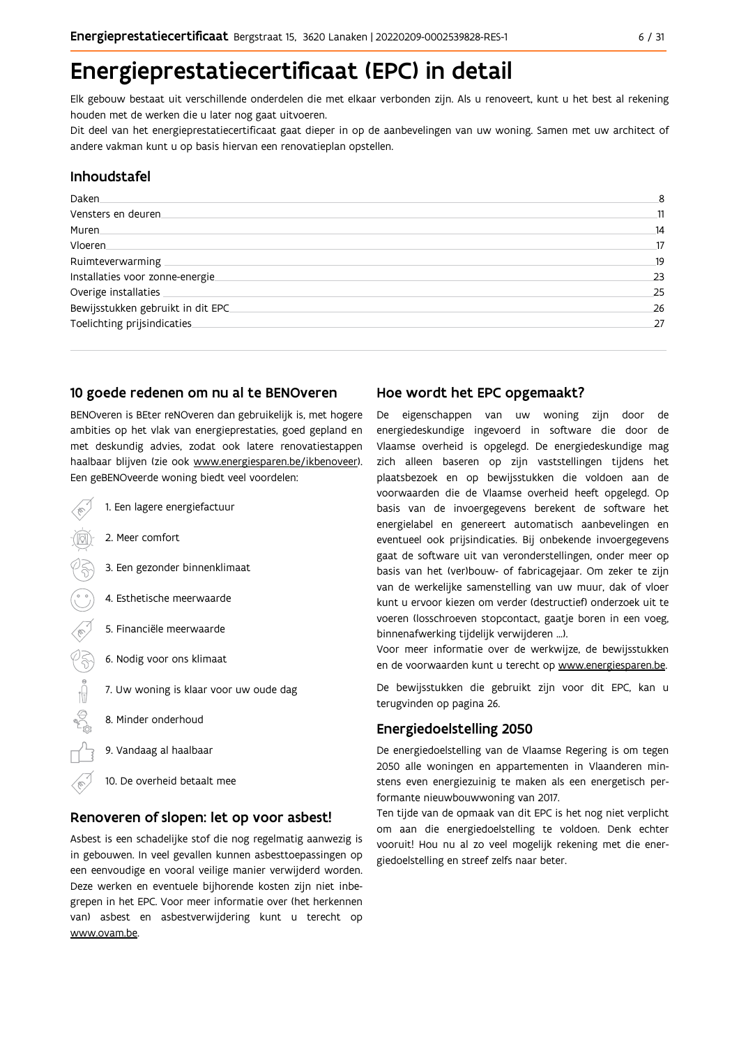# Energieprestatiecertificaat (EPC) in detail

Elk gebouw bestaat uit verschillende onderdelen die met elkaar verbonden zijn. Als u renoveert, kunt u het best al rekening houden met de werken die u later nog gaat uitvoeren.

Dit deel van het energieprestatiecertificaat gaat dieper in op de aanbevelingen van uw woning. Samen met uw architect of andere vakman kunt u op basis hiervan een renovatieplan opstellen.

## Inhoudstafel

| | |
|---|---|
| Daken | 8 |
| Vensters en deuren | 11 |
| Muren | 14 |
| Vloeren | 17 |
| Ruimteverwarming | 19 |
| Installaties voor zonne-energie | 23 |
| Overige installaties | 25 |
| Bewijsstukken gebruikt in dit EPC | 26 |
| Toelichting prijsindicaties | 27 |

## 10 goede redenen om nu al te BENOveren

BENOveren is BEter reNOveren dan gebruikelijk is, met hogere ambities op het vlak van energieprestaties, goed gepland en met deskundig advies, zodat ook latere renovatiestappen haalbaar blijven (zie ook www.energiesparen.be/ikbenoveer). Een geBENOveerde woning biedt veel voordelen:

1. Een lagere energiefactuur
2. Meer comfort
3. Een gezonder binnenklimaat
4. Esthetische meerwaarde
5. Financiële meerwaarde
6. Nodig voor ons klimaat
7. Uw woning is klaar voor uw oude dag
8. Minder onderhoud
9. Vandaag al haalbaar
10. De overheid betaalt mee

## Renoveren of slopen: let op voor asbest!

Asbest is een schadelijke stof die nog regelmatig aanwezig is in gebouwen. In veel gevallen kunnen asbesttoepassingen op een eenvoudige en vooral veilige manier verwijderd worden. Deze werken en eventuele bijhorende kosten zijn niet inbegrepen in het EPC. Voor meer informatie over (het herkennen van) asbest en asbestverwijdering kunt u terecht op www.ovam.be.

## Hoe wordt het EPC opgemaakt?

De eigenschappen van uw woning zijn door de energiedeskundige ingevoerd in software die door de Vlaamse overheid is opgelegd. De energiedeskundige mag zich alleen baseren op zijn vaststellingen tijdens het plaatsbezoek en op bewijsstukken die voldoen aan de voorwaarden die de Vlaamse overheid heeft opgelegd. Op basis van de invoergegevens berekent de software het energielabel en genereert automatisch aanbevelingen en eventueel ook prijsindicaties. Bij onbekende invoergegevens gaat de software uit van veronderstellingen, onder meer op basis van het (ver)bouw- of fabricagejaar. Om zeker te zijn van de werkelijke samenstelling van uw muur, dak of vloer kunt u ervoor kiezen om verder (destructief) onderzoek uit te voeren (losschroeven stopcontact, gaatje boren in een voeg, binnenafwerking tijdelijk verwijderen ...).

Voor meer informatie over de werkwijze, de bewijsstukken en de voorwaarden kunt u terecht op www.energiesparen.be.

De bewijsstukken die gebruikt zijn voor dit EPC, kan u terugvinden op pagina 26.

## Energiedoelstelling 2050

De energiedoelstelling van de Vlaamse Regering is om tegen 2050 alle woningen en appartementen in Vlaanderen minstens even energiezuinig te maken als een energetisch performante nieuwbouwwoning van 2017.

Ten tijde van de opmaak van dit EPC is het nog niet verplicht om aan die energiedoelstelling te voldoen. Denk echter vooruit! Hou nu al zo veel mogelijk rekening met die energiedoelstelling en streef zelfs naar beter.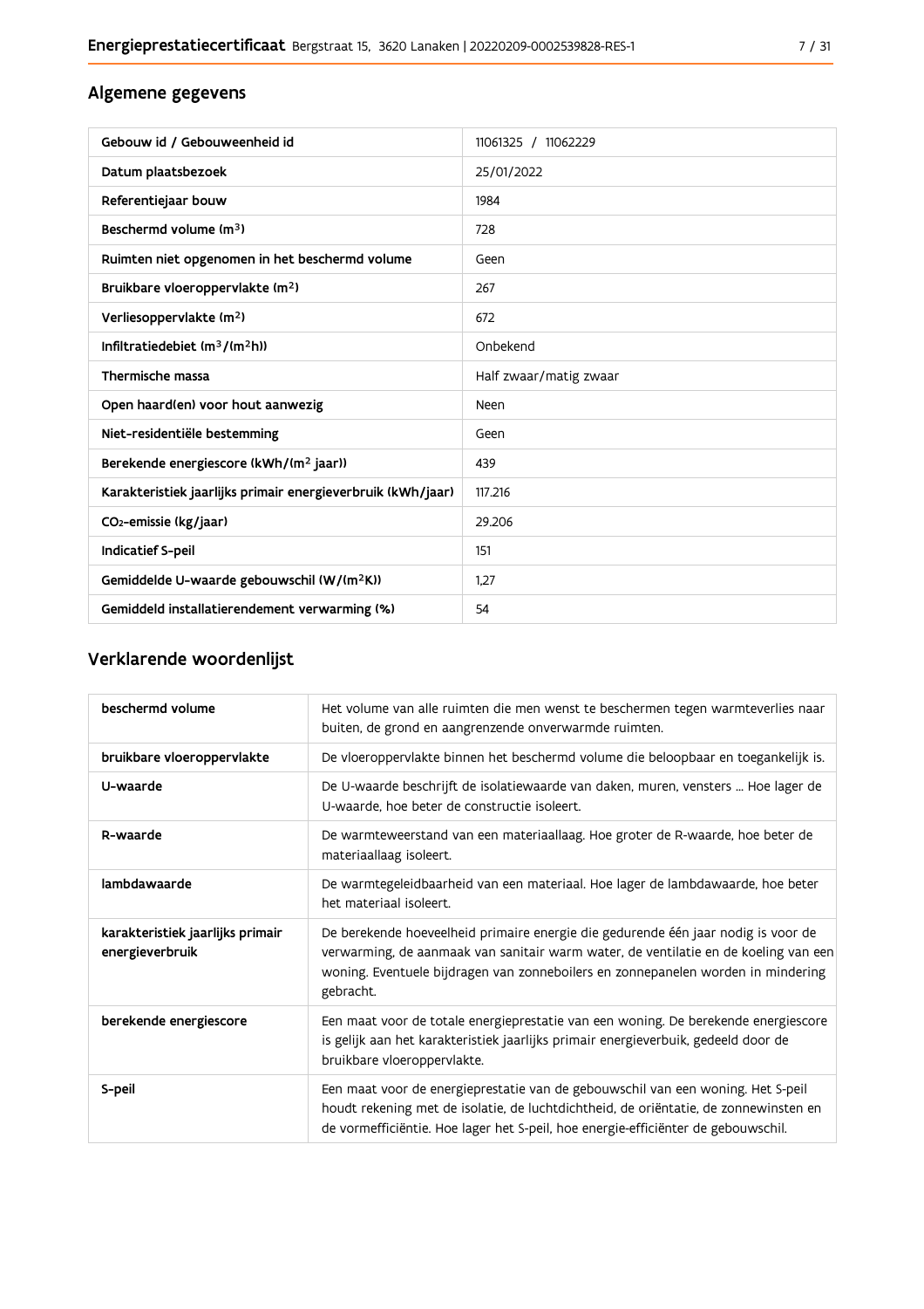## Algemene gegevens

| | |
|---|---|
| Gebouw id / Gebouweenheid id | 11061325 / 11062229 |
| Datum plaatsbezoek | 25/01/2022 |
| Referentiejaar bouw | 1984 |
| Beschermd volume ($m^3$) | 728 |
| Ruimten niet opgenomen in het beschermd volume | Geen |
| Bruikbare vloeroppervlakte ($m^2$) | 267 |
| Verliesoppervlakte ($m^2$) | 672 |
| Infiltratiedebiet ($m^3/(m^2h)$) | Onbekend |
| Thermische massa | Half zwaar/matig zwaar |
| Open haard(en) voor hout aanwezig | Neen |
| Niet-residentiële bestemming | Geen |
| Berekende energiescore (kWh/($m^2$ jaar)) | 439 |
| Karakteristiek jaarlijks primair energieverbruik (kWh/jaar) | 117.216 |
| $CO_2$-emissie (kg/jaar) | 29.206 |
| Indicatief S-peil | 151 |
| Gemiddelde U-waarde gebouwschil (W/($m^2$K)) | 1,27 |
| Gemiddeld installatierendement verwarming (%) | 54 |

## Verklarende woordenlijst

| | |
|---|---|
| beschermd volume | Het volume van alle ruimten die men wenst te beschermen tegen warmteverlies naar buiten, de grond en aangrenzende onverwarmde ruimten. |
| bruikbare vloeroppervlakte | De vloeroppervlakte binnen het beschermd volume die beloopbaar en toegankelijk is. |
| U-waarde | De U-waarde beschrijft de isolatiewaarde van daken, muren, vensters ... Hoe lager de U-waarde, hoe beter de constructie isoleert. |
| R-waarde | De warmteweerstand van een materiaallaag. Hoe groter de R-waarde, hoe beter de materiaallaag isoleert. |
| lambdawaarde | De warmtegeleidbaarheid van een materiaal. Hoe lager de lambdawaarde, hoe beter het materiaal isoleert. |
| karakteristiek jaarlijks primair energieverbruik | De berekende hoeveelheid primaire energie die gedurende één jaar nodig is voor de verwarming, de aanmaak van sanitair warm water, de ventilatie en de koeling van een woning. Eventuele bijdragen van zonneboilers en zonnepanelen worden in mindering gebracht. |
| berekende energiescore | Een maat voor de totale energieprestatie van een woning. De berekende energiescore is gelijk aan het karakteristiek jaarlijks primair energieverbruik, gedeeld door de bruikbare vloeroppervlakte. |
| S-peil | Een maat voor de energieprestatie van de gebouwschil van een woning. Het S-peil houdt rekening met de isolatie, de luchtdichtheid, de oriëntatie, de zonnewinsten en de vormefficiëntie. Hoe lager het S-peil, hoe energie-efficiënter de gebouwschil. |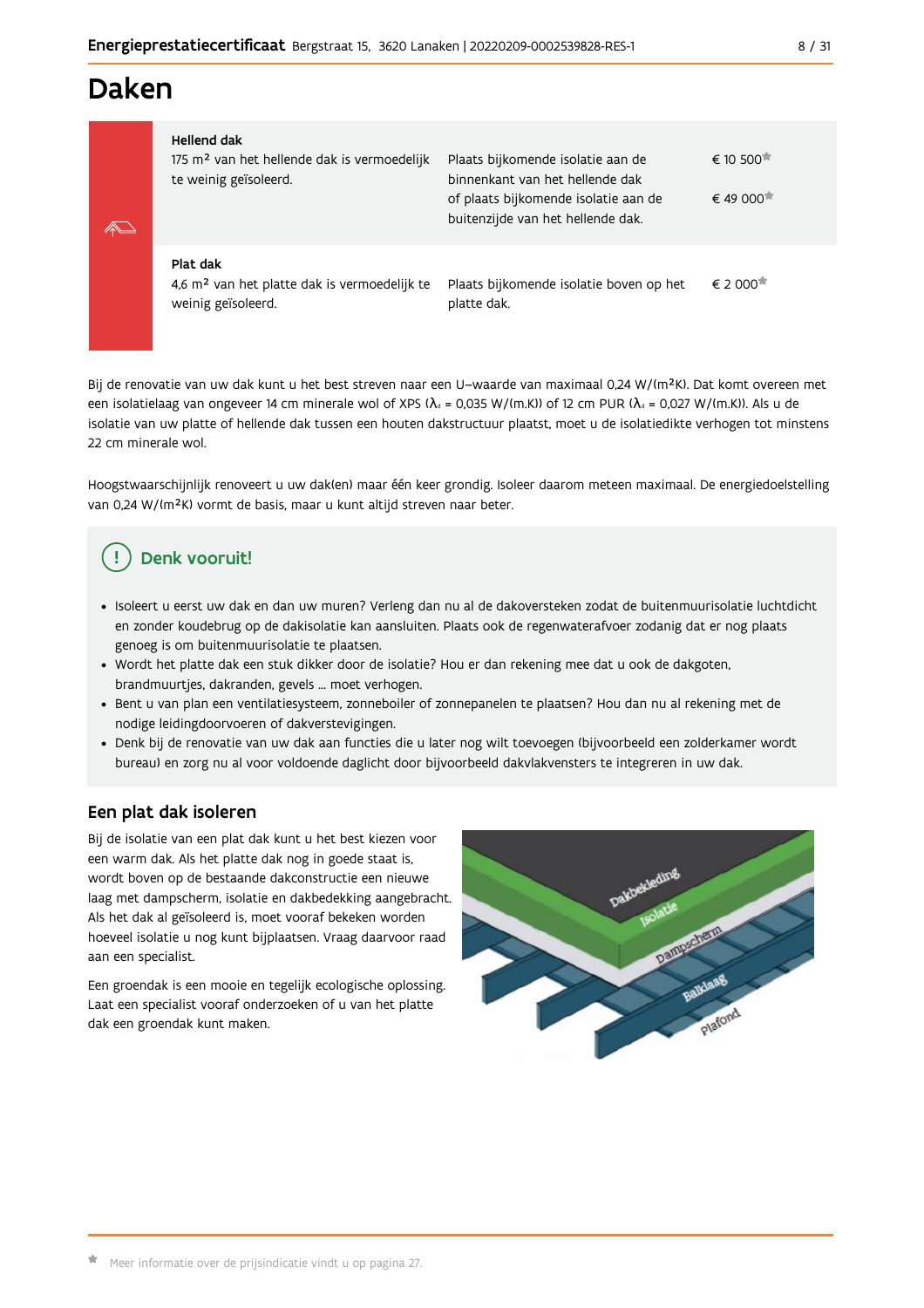# Daken

| | | |
|---|---|---|
| **Hellend dak**<br>175 m² van het hellende dak is vermoedelijk te weinig geïsoleerd. | Plaats bijkomende isolatie aan de binnenkant van het hellende dak<br>of plaats bijkomende isolatie aan de buitenzijde van het hellende dak. | € 10 500*<br><br>€ 49 000* |
| **Plat dak**<br>4,6 m² van het platte dak is vermoedelijk te weinig geïsoleerd. | Plaats bijkomende isolatie boven op het platte dak. | € 2 000* |

Bij de renovatie van uw dak kunt u het best streven naar een U–waarde van maximaal 0,24 W/(m²K). Dat komt overeen met een isolatielaag van ongeveer 14 cm minerale wol of XPS ($\lambda_d$ = 0,035 W/(m.K)) of 12 cm PUR ($\lambda_d$ = 0,027 W/(m.K)). Als u de isolatie van uw platte of hellende dak tussen een houten dakstructuur plaatst, moet u de isolatiedikte verhogen tot minstens 22 cm minerale wol.

Hoogstwaarschijnlijk renoveert u uw dak(en) maar één keer grondig. Isoleer daarom meteen maximaal. De energiedoelstelling van 0,24 W/(m²K) vormt de basis, maar u kunt altijd streven naar beter.

## Denk vooruit!

- Isoleert u eerst uw dak en dan uw muren? Verleng dan nu al de dakoversteken zodat de buitenmuurisolatie luchtdicht en zonder koudebrug op de dakisolatie kan aansluiten. Plaats ook de regenwaterafvoer zodanig dat er nog plaats genoeg is om buitenmuurisolatie te plaatsen.
- Wordt het platte dak een stuk dikker door de isolatie? Hou er dan rekening mee dat u ook de dakgoten, brandmuurtjes, dakranden, gevels ... moet verhogen.
- Bent u van plan een ventilatiesysteem, zonneboiler of zonnepanelen te plaatsen? Hou dan nu al rekening met de nodige leidingdoorvoeren of dakverstevigingen.
- Denk bij de renovatie van uw dak aan functies die u later nog wilt toevoegen (bijvoorbeeld een zolderkamer wordt bureau) en zorg nu al voor voldoende daglicht door bijvoorbeeld dakvlakvensters te integreren in uw dak.

## Een plat dak isoleren

Bij de isolatie van een plat dak kunt u het best kiezen voor een warm dak. Als het platte dak nog in goede staat is, wordt boven op de bestaande dakconstructie een nieuwe laag met dampscherm, isolatie en dakbedekking aangebracht. Als het dak al geïsoleerd is, moet vooraf bekeken worden hoeveel isolatie u nog kunt bijplaatsen. Vraag daarvoor raad aan een specialist.

Een groendak is een mooie en tegelijk ecologische oplossing. Laat een specialist vooraf onderzoeken of u van het platte dak een groendak kunt maken.

\* Meer informatie over de prijsindicatie vindt u op pagina 27.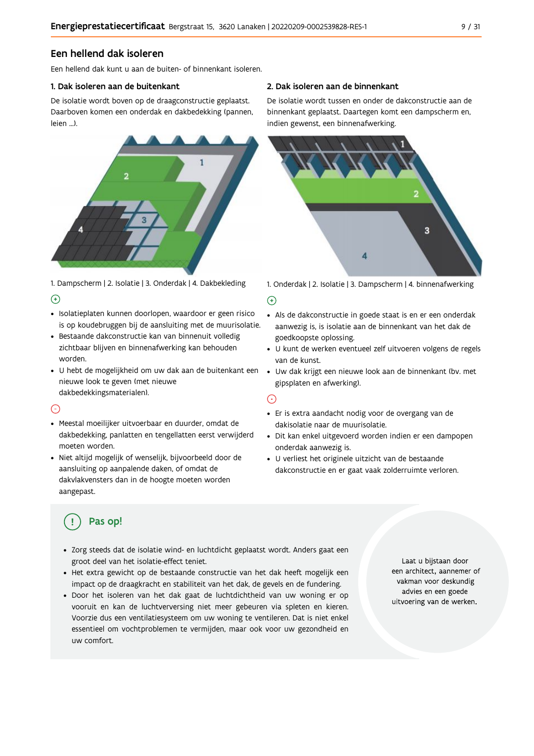## Een hellend dak isoleren

Een hellend dak kunt u aan de buiten- of binnenkant isoleren.

### 1. Dak isoleren aan de buitenkant

De isolatie wordt boven op de draagconstructie geplaatst. Daarboven komen een onderdak en dakbedekking (pannen, leien ...).

1. Dampscherm | 2. Isolatie | 3. Onderdak | 4. Dakbekleding

⊕

- Isolatieplaten kunnen doorlopen, waardoor er geen risico is op koudebruggen bij de aansluiting met de muurisolatie.
- Bestaande dakconstructie kan van binnenuit volledig zichtbaar blijven en binnenafwerking kan behouden worden.
- U hebt de mogelijkheid om uw dak aan de buitenkant een nieuwe look te geven (met nieuwe dakbedekkingsmaterialen).

⊖

- Meestal moeilijker uitvoerbaar en duurder, omdat de dakbedekking, panlatten en tengellatten eerst verwijderd moeten worden.
- Niet altijd mogelijk of wenselijk, bijvoorbeeld door de aansluiting op aanpalende daken, of omdat de dakvlakvensters dan in de hoogte moeten worden aangepast.

### 2. Dak isoleren aan de binnenkant

De isolatie wordt tussen en onder de dakconstructie aan de binnenkant geplaatst. Daartegen komt een dampscherm en, indien gewenst, een binnenafwerking.

1. Onderdak | 2. Isolatie | 3. Dampscherm | 4. binnenafwerking

⊕

- Als de dakconstructie in goede staat is en er een onderdak aanwezig is, is isolatie aan de binnenkant van het dak de goedkoopste oplossing.
- U kunt de werken eventueel zelf uitvoeren volgens de regels van de kunst.
- Uw dak krijgt een nieuwe look aan de binnenkant (bv. met gipsplaten en afwerking).

⊖

- Er is extra aandacht nodig voor de overgang van de dakisolatie naar de muurisolatie.
- Dit kan enkel uitgevoerd worden indien er een dampopen onderdak aanwezig is.
- U verliest het originele uitzicht van de bestaande dakconstructie en er gaat vaak zolderruimte verloren.

### Pas op!

- Zorg steeds dat de isolatie wind- en luchtdicht geplaatst wordt. Anders gaat een groot deel van het isolatie-effect teniet.
- Het extra gewicht op de bestaande constructie van het dak heeft mogelijk een impact op de draagkracht en stabiliteit van het dak, de gevels en de fundering.
- Door het isoleren van het dak gaat de luchtdichtheid van uw woning er op vooruit en kan de luchtverversing niet meer gebeuren via spleten en kieren. Voorzie dus een ventilatiesysteem om uw woning te ventileren. Dat is niet enkel essentieel om vochtproblemen te vermijden, maar ook voor uw gezondheid en uw comfort.

Laat u bijstaan door een architect, aannemer of vakman voor deskundig advies en een goede uitvoering van de werken.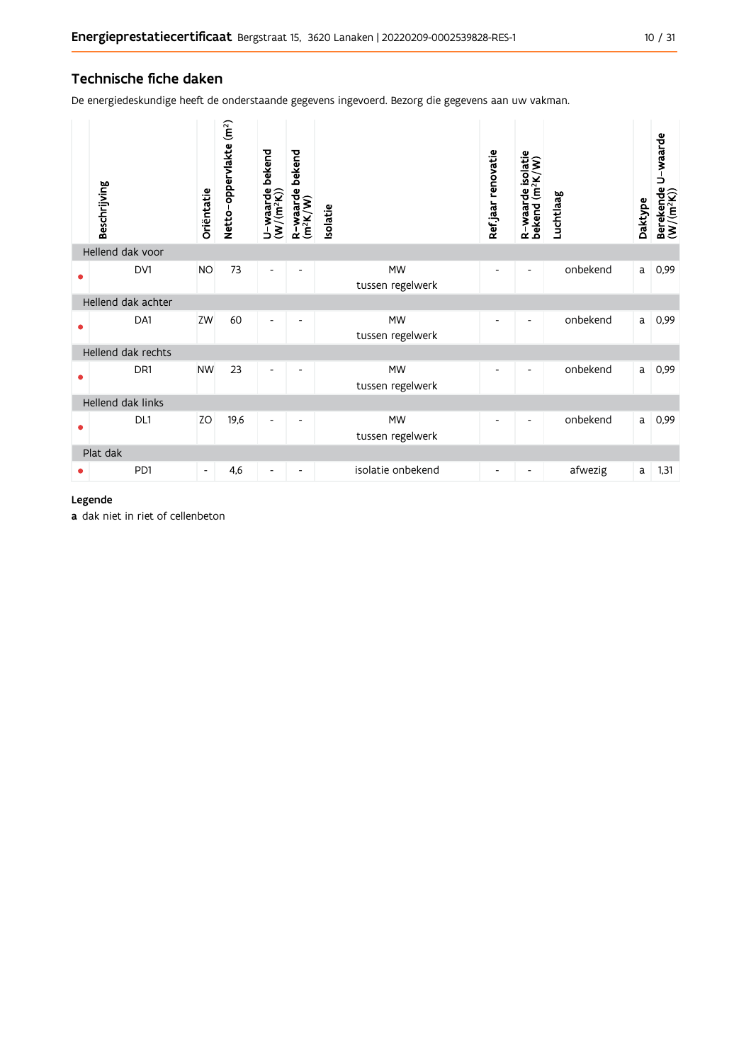## Technische fiche daken

De energiedeskundige heeft de onderstaande gegevens ingevoerd. Bezorg die gegevens aan uw vakman.

| | Beschrijving | Oriëntatie | Netto-oppervlakte ($m^2$) | U-waarde bekend ($W/(m^2K)$) | R-waarde bekend ($m^2K/W$) | Isolatie | Ref.jaar renovatie | R-waarde isolatie bekend ($m^2K/W$) | Luchtlaag | Daktype | Berekende U-waarde ($W/(m^2K)$) |
|---|---|---|---|---|---|---|---|---|---|---|---|
| **Hellend dak voor** | | | | | | | | | | | |
| • | DV1 | NO | 73 | - | - | MW tussen regelwerk | - | - | onbekend | a | 0,99 |
| **Hellend dak achter** | | | | | | | | | | | |
| • | DA1 | ZW | 60 | - | - | MW tussen regelwerk | - | - | onbekend | a | 0,99 |
| **Hellend dak rechts** | | | | | | | | | | | |
| • | DR1 | NW | 23 | - | - | MW tussen regelwerk | - | - | onbekend | a | 0,99 |
| **Hellend dak links** | | | | | | | | | | | |
| • | DL1 | ZO | 19,6 | - | - | MW tussen regelwerk | - | - | onbekend | a | 0,99 |
| **Plat dak** | | | | | | | | | | | |
| • | PD1 | - | 4,6 | - | - | isolatie onbekend | - | - | afwezig | a | 1,31 |

**Legende**

**a** dak niet in riet of cellenbeton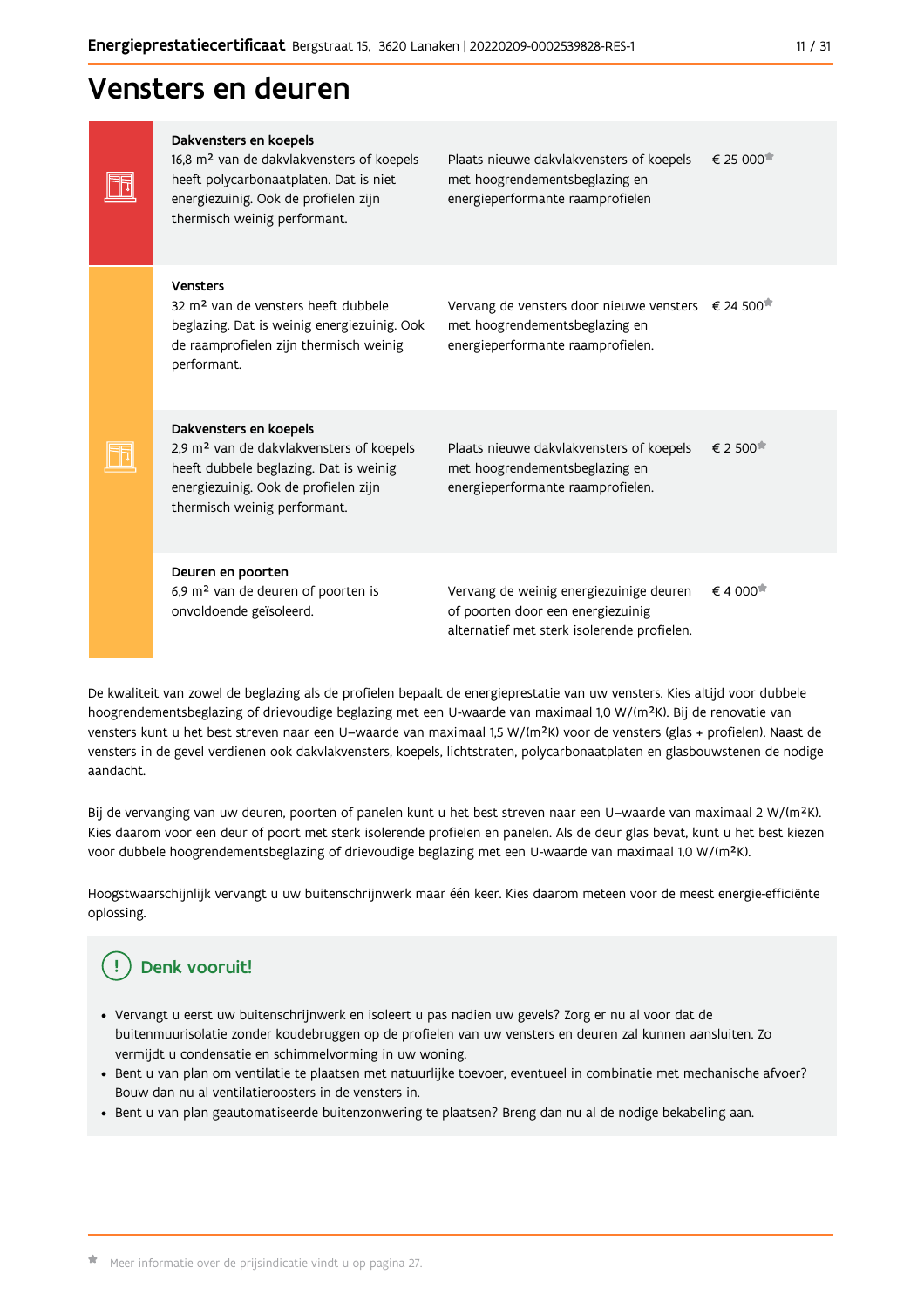# Vensters en deuren

| Onderdeel | Aanbeveling | Prijsindicatie |
|---|---|---|
| **Dakvensters en koepels**<br>16,8 m² van de dakvlakvensters of koepels heeft polycarbonaatplaten. Dat is niet energiezuinig. Ook de profielen zijn thermisch weinig performant. | Plaats nieuwe dakvlakvensters of koepels met hoogrendementsbeglazing en energieperformante raamprofielen | € 25 000* |
| **Vensters**<br>32 m² van de vensters heeft dubbele beglazing. Dat is weinig energiezuinig. Ook de raamprofielen zijn thermisch weinig performant. | Vervang de vensters door nieuwe vensters met hoogrendementsbeglazing en energieperformante raamprofielen. | € 24 500* |
| **Dakvensters en koepels**<br>2,9 m² van de dakvlakvensters of koepels heeft dubbele beglazing. Dat is weinig energiezuinig. Ook de profielen zijn thermisch weinig performant. | Plaats nieuwe dakvlakvensters of koepels met hoogrendementsbeglazing en energieperformante raamprofielen. | € 2 500* |
| **Deuren en poorten**<br>6,9 m² van de deuren of poorten is onvoldoende geïsoleerd. | Vervang de weinig energiezuinige deuren of poorten door een energiezuinig alternatief met sterk isolerende profielen. | € 4 000* |

De kwaliteit van zowel de beglazing als de profielen bepaalt de energieprestatie van uw vensters. Kies altijd voor dubbele hoogrendementsbeglazing of drievoudige beglazing met een U-waarde van maximaal 1,0 W/(m²K). Bij de renovatie van vensters kunt u het best streven naar een U–waarde van maximaal 1,5 W/(m²K) voor de vensters (glas + profielen). Naast de vensters in de gevel verdienen ook dakvlakvensters, koepels, lichtstraten, polycarbonaatplaten en glasbouwstenen de nodige aandacht.

Bij de vervanging van uw deuren, poorten of panelen kunt u het best streven naar een U–waarde van maximaal 2 W/(m²K). Kies daarom voor een deur of poort met sterk isolerende profielen en panelen. Als de deur glas bevat, kunt u het best kiezen voor dubbele hoogrendementsbeglazing of drievoudige beglazing met een U-waarde van maximaal 1,0 W/(m²K).

Hoogstwaarschijnlijk vervangt u uw buitenschrijnwerk maar één keer. Kies daarom meteen voor de meest energie-efficiënte oplossing.

## Denk vooruit!

- Vervangt u eerst uw buitenschrijnwerk en isoleert u pas nadien uw gevels? Zorg er nu al voor dat de buitenmuurisolatie zonder koudebruggen op de profielen van uw vensters en deuren zal kunnen aansluiten. Zo vermijdt u condensatie en schimmelvorming in uw woning.
- Bent u van plan om ventilatie te plaatsen met natuurlijke toevoer, eventueel in combinatie met mechanische afvoer? Bouw dan nu al ventilatieroosters in de vensters in.
- Bent u van plan geautomatiseerde buitenzonwering te plaatsen? Breng dan nu al de nodige bekabeling aan.

* Meer informatie over de prijsindicatie vindt u op pagina 27.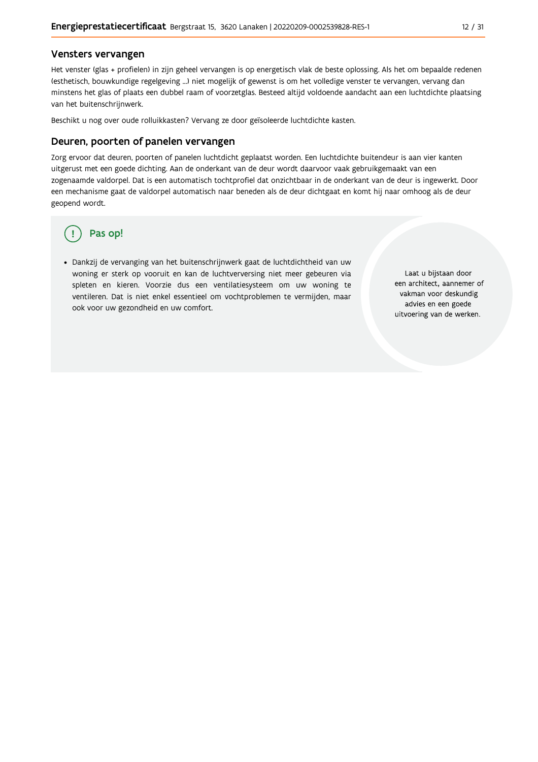## Vensters vervangen

Het venster (glas + profielen) in zijn geheel vervangen is op energetisch vlak de beste oplossing. Als het om bepaalde redenen (esthetisch, bouwkundige regelgeving ...) niet mogelijk of gewenst is om het volledige venster te vervangen, vervang dan minstens het glas of plaats een dubbel raam of voorzetglas. Besteed altijd voldoende aandacht aan een luchtdichte plaatsing van het buitenschrijnwerk.

Beschikt u nog over oude rolluikkasten? Vervang ze door geïsoleerde luchtdichte kasten.

## Deuren, poorten of panelen vervangen

Zorg ervoor dat deuren, poorten of panelen luchtdicht geplaatst worden. Een luchtdichte buitendeur is aan vier kanten uitgerust met een goede dichting. Aan de onderkant van de deur wordt daarvoor vaak gebruikgemaakt van een zogenaamde valdorpel. Dat is een automatisch tochtprofiel dat onzichtbaar in de onderkant van de deur is ingewerkt. Door een mechanisme gaat de valdorpel automatisch naar beneden als de deur dichtgaat en komt hij naar omhoog als de deur geopend wordt.

### Pas op!

- Dankzij de vervanging van het buitenschrijnwerk gaat de luchtdichtheid van uw woning er sterk op vooruit en kan de luchtverversing niet meer gebeuren via spleten en kieren. Voorzie dus een ventilatiesysteem om uw woning te ventileren. Dat is niet enkel essentieel om vochtproblemen te vermijden, maar ook voor uw gezondheid en uw comfort.

Laat u bijstaan door een architect, aannemer of vakman voor deskundig advies en een goede uitvoering van de werken.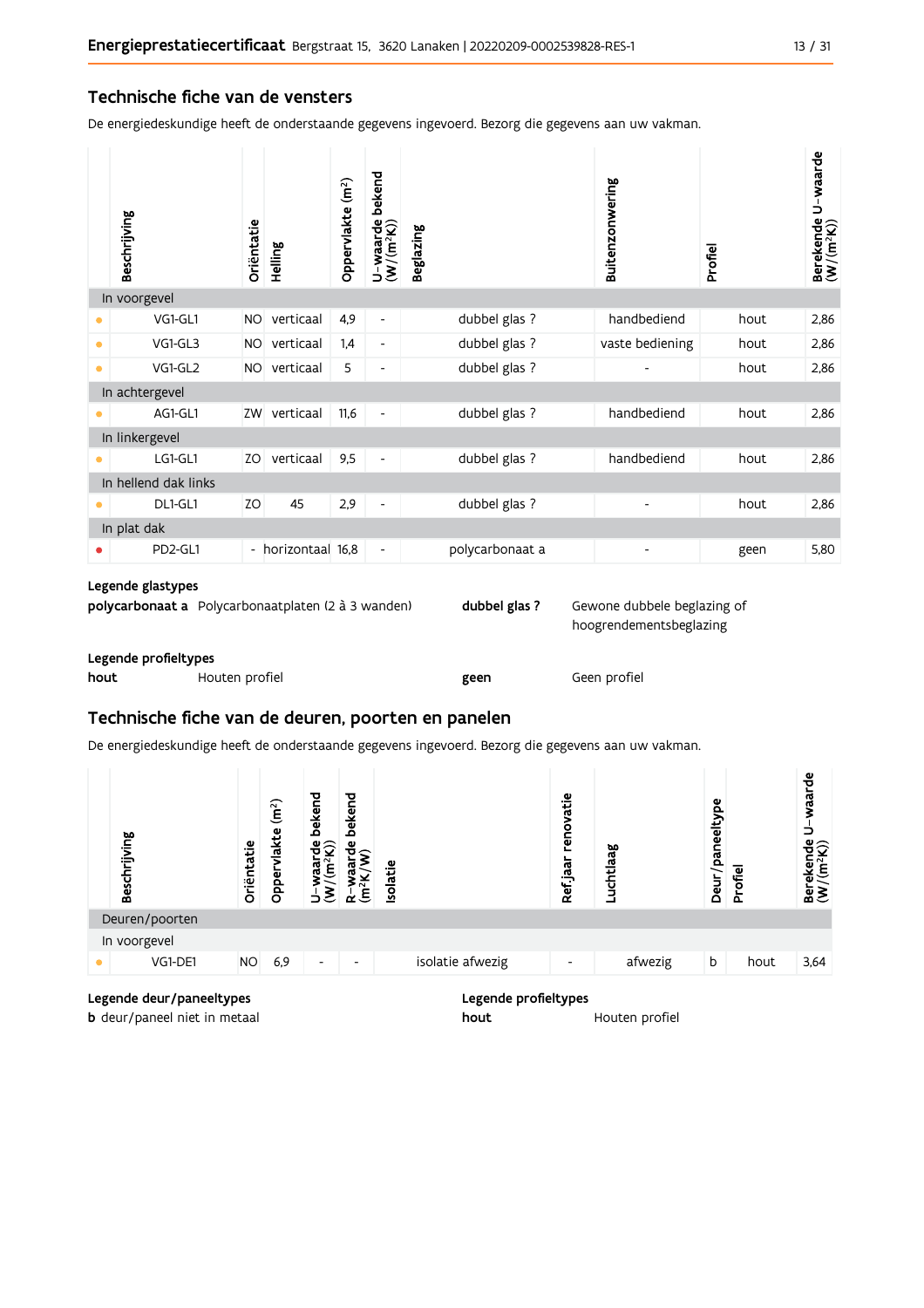## Technische fiche van de vensters

De energiedeskundige heeft de onderstaande gegevens ingevoerd. Bezorg die gegevens aan uw vakman.

| | Beschrijving | Oriëntatie | Helling | Oppervlakte (m²) | U-waarde bekend (W/(m²K)) | Beglazing | Buitenzonwering | Profiel | Berekende U-waarde (W/(m²K)) |
|---|---|---|---|---|---|---|---|---|---|
| **In voorgevel** | | | | | | | | | |
| • | VG1-GL1 | NO | verticaal | 4,9 | - | dubbel glas ? | handbediend | hout | 2,86 |
| • | VG1-GL3 | NO | verticaal | 1,4 | - | dubbel glas ? | vaste bediening | hout | 2,86 |
| • | VG1-GL2 | NO | verticaal | 5 | - | dubbel glas ? | - | hout | 2,86 |
| **In achtergevel** | | | | | | | | | |
| • | AG1-GL1 | ZW | verticaal | 11,6 | - | dubbel glas ? | handbediend | hout | 2,86 |
| **In linkergevel** | | | | | | | | | |
| • | LG1-GL1 | ZO | verticaal | 9,5 | - | dubbel glas ? | handbediend | hout | 2,86 |
| **In hellend dak links** | | | | | | | | | |
| • | DL1-GL1 | ZO | 45 | 2,9 | - | dubbel glas ? | - | hout | 2,86 |
| **In plat dak** | | | | | | | | | |
| • | PD2-GL1 | - | horizontaal | 16,8 | - | polycarbonaat a | - | geen | 5,80 |

**Legende glastypes**

**polycarbonaat a** Polycarbonaatplaten (2 à 3 wanden)

**dubbel glas ?** Gewone dubbele beglazing of hoogrendementsbeglazing

**Legende profieltypes**

**hout** Houten profiel

**geen** Geen profiel

## Technische fiche van de deuren, poorten en panelen

De energiedeskundige heeft de onderstaande gegevens ingevoerd. Bezorg die gegevens aan uw vakman.

| | Beschrijving | Oriëntatie | Oppervlakte (m²) | U-waarde bekend (W/(m²K)) | R-waarde bekend (m²K/W) | Isolatie | Ref.jaar renovatie | Luchtlaag | Deur/paneeltype | Profiel | Berekende U-waarde (W/(m²K)) |
|---|---|---|---|---|---|---|---|---|---|---|---|
| **Deuren/poorten** | | | | | | | | | | | |
| **In voorgevel** | | | | | | | | | | | |
| • | VG1-DE1 | NO | 6,9 | - | - | isolatie afwezig | - | afwezig | b | hout | 3,64 |

**Legende deur/paneeltypes**

**b** deur/paneel niet in metaal

**Legende profieltypes**

**hout** Houten profiel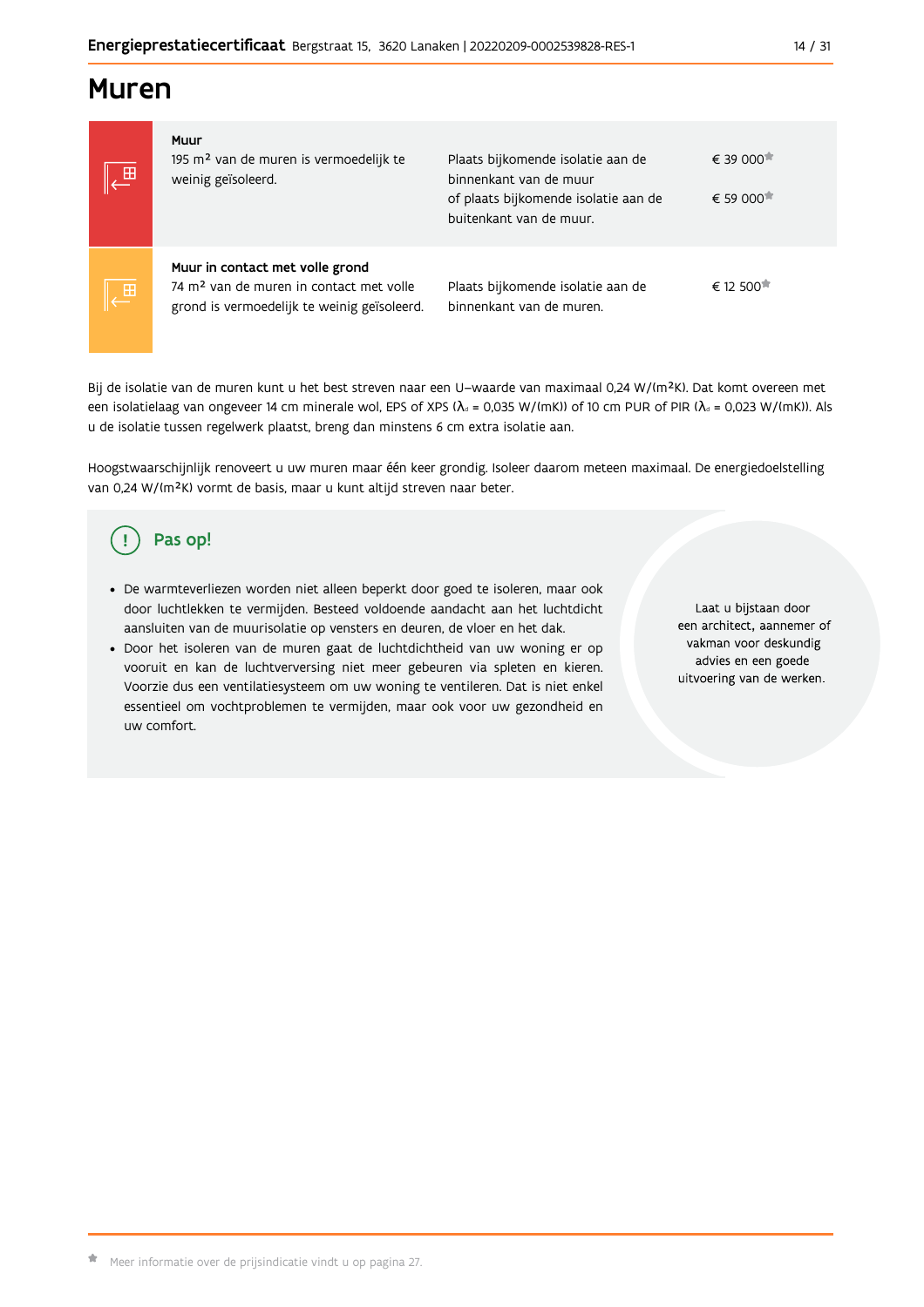# Muren

| | | | |
|---|---|---|---|
| | **Muur**<br>195 m² van de muren is vermoedelijk te weinig geïsoleerd. | Plaats bijkomende isolatie aan de binnenkant van de muur<br>of plaats bijkomende isolatie aan de buitenkant van de muur. | € 39 000*<br>€ 59 000* |
| | **Muur in contact met volle grond**<br>74 m² van de muren in contact met volle grond is vermoedelijk te weinig geïsoleerd. | Plaats bijkomende isolatie aan de binnenkant van de muren. | € 12 500* |

Bij de isolatie van de muren kunt u het best streven naar een U–waarde van maximaal 0,24 W/(m²K). Dat komt overeen met een isolatielaag van ongeveer 14 cm minerale wol, EPS of XPS ($\lambda_d$ = 0,035 W/(mK)) of 10 cm PUR of PIR ($\lambda_d$ = 0,023 W/(mK)). Als u de isolatie tussen regelwerk plaatst, breng dan minstens 6 cm extra isolatie aan.

Hoogstwaarschijnlijk renoveert u uw muren maar één keer grondig. Isoleer daarom meteen maximaal. De energiedoelstelling van 0,24 W/(m²K) vormt de basis, maar u kunt altijd streven naar beter.

## Pas op!

- De warmteverliezen worden niet alleen beperkt door goed te isoleren, maar ook door luchtlekken te vermijden. Besteed voldoende aandacht aan het luchtdicht aansluiten van de muurisolatie op vensters en deuren, de vloer en het dak.
- Door het isoleren van de muren gaat de luchtdichtheid van uw woning er op vooruit en kan de luchtverversing niet meer gebeuren via spleten en kieren. Voorzie dus een ventilatiesysteem om uw woning te ventileren. Dat is niet enkel essentieel om vochtproblemen te vermijden, maar ook voor uw gezondheid en uw comfort.

Laat u bijstaan door een architect, aannemer of vakman voor deskundig advies en een goede uitvoering van de werken.

\* Meer informatie over de prijsindicatie vindt u op pagina 27.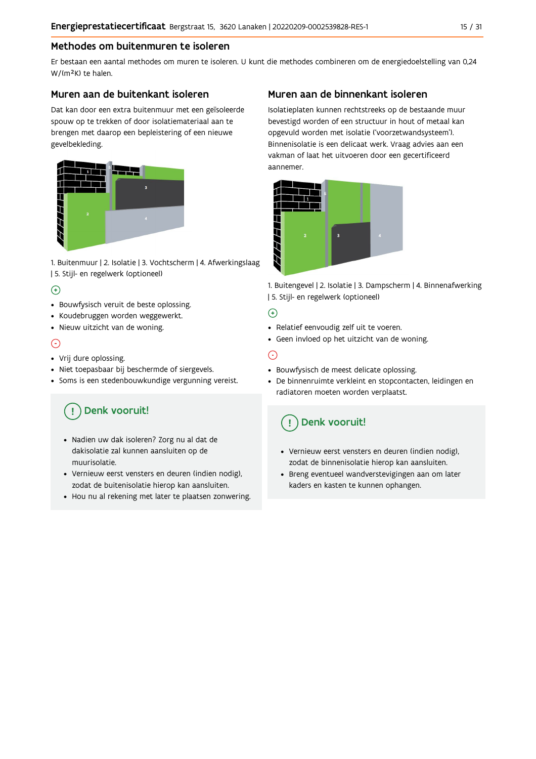## Methodes om buitenmuren te isoleren

Er bestaan een aantal methodes om muren te isoleren. U kunt die methodes combineren om de energiedoelstelling van 0,24 W/(m²K) te halen.

### Muren aan de buitenkant isoleren

Dat kan door een extra buitenmuur met een geïsoleerde spouw op te trekken of door isolatiemateriaal aan te brengen met daarop een bepleistering of een nieuwe gevelbekleding.

1. Buitenmuur | 2. Isolatie | 3. Vochtscherm | 4. Afwerkingslaag | 5. Stijl- en regelwerk (optioneel)

(+)

- Bouwfysisch veruit de beste oplossing.
- Koudebruggen worden weggewerkt.
- Nieuw uitzicht van de woning.

(-)

- Vrij dure oplossing.
- Niet toepasbaar bij beschermde of siergevels.
- Soms is een stedenbouwkundige vergunning vereist.

**(!) Denk vooruit!**

- Nadien uw dak isoleren? Zorg nu al dat de dakisolatie zal kunnen aansluiten op de muurisolatie.
- Vernieuw eerst vensters en deuren (indien nodig), zodat de buitenisolatie hierop kan aansluiten.
- Hou nu al rekening met later te plaatsen zonwering.

### Muren aan de binnenkant isoleren

Isolatieplaten kunnen rechtstreeks op de bestaande muur bevestigd worden of een structuur in hout of metaal kan opgevuld worden met isolatie ('voorzetwandsysteem'). Binnenisolatie is een delicaat werk. Vraag advies aan een vakman of laat het uitvoeren door een gecertificeerd aannemer.

1. Buitengevel | 2. Isolatie | 3. Dampscherm | 4. Binnenafwerking | 5. Stijl- en regelwerk (optioneel)

(+)

- Relatief eenvoudig zelf uit te voeren.
- Geen invloed op het uitzicht van de woning.

(-)

- Bouwfysisch de meest delicate oplossing.
- De binnenruimte verkleint en stopcontacten, leidingen en radiatoren moeten worden verplaatst.

**(!) Denk vooruit!**

- Vernieuw eerst vensters en deuren (indien nodig), zodat de binnenisolatie hierop kan aansluiten.
- Breng eventueel wandverstevigingen aan om later kaders en kasten te kunnen ophangen.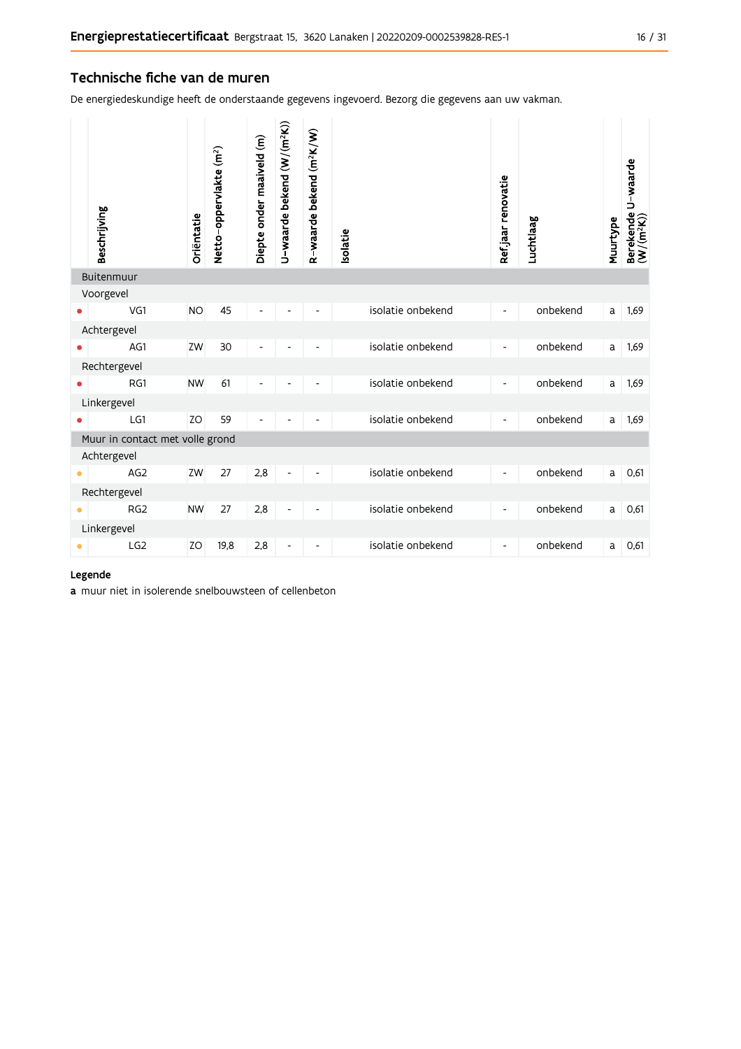## Technische fiche van de muren

De energiedeskundige heeft de onderstaande gegevens ingevoerd. Bezorg die gegevens aan uw vakman.

| | Beschrijving | Oriëntatie | Netto-oppervlakte (m²) | Diepte onder maaiveld (m) | U-waarde bekend (W/(m²K)) | R-waarde bekend (m²K/W) | Isolatie | Ref.jaar renovatie | Luchtlaag | Muurtype | Berekende U-waarde (W/(m²K)) |
|---|---|---|---|---|---|---|---|---|---|---|---|
| **Buitenmuur** | | | | | | | | | | | |
| Voorgevel | | | | | | | | | | | |
| • | VG1 | NO | 45 | - | - | - | isolatie onbekend | - | onbekend | a | 1,69 |
| Achtergevel | | | | | | | | | | | |
| • | AG1 | ZW | 30 | - | - | - | isolatie onbekend | - | onbekend | a | 1,69 |
| Rechtergevel | | | | | | | | | | | |
| • | RG1 | NW | 61 | - | - | - | isolatie onbekend | - | onbekend | a | 1,69 |
| Linkergevel | | | | | | | | | | | |
| • | LG1 | ZO | 59 | - | - | - | isolatie onbekend | - | onbekend | a | 1,69 |
| **Muur in contact met volle grond** | | | | | | | | | | | |
| Achtergevel | | | | | | | | | | | |
| • | AG2 | ZW | 27 | 2,8 | - | - | isolatie onbekend | - | onbekend | a | 0,61 |
| Rechtergevel | | | | | | | | | | | |
| • | RG2 | NW | 27 | 2,8 | - | - | isolatie onbekend | - | onbekend | a | 0,61 |
| Linkergevel | | | | | | | | | | | |
| • | LG2 | ZO | 19,8 | 2,8 | - | - | isolatie onbekend | - | onbekend | a | 0,61 |

**Legende**

**a** muur niet in isolerende snelbouwsteen of cellenbeton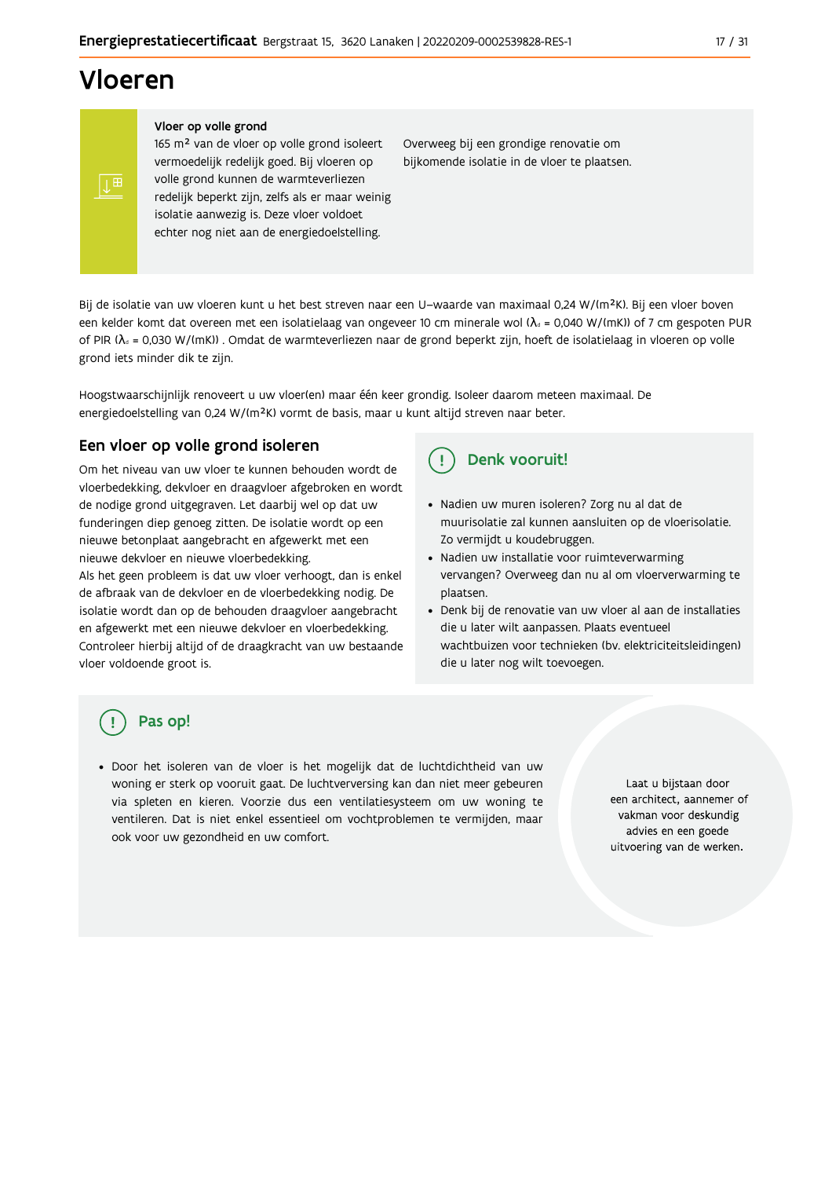# Vloeren

**Vloer op volle grond**

165 m² van de vloer op volle grond isoleert vermoedelijk redelijk goed. Bij vloeren op volle grond kunnen de warmteverliezen redelijk beperkt zijn, zelfs als er maar weinig isolatie aanwezig is. Deze vloer voldoet echter nog niet aan de energiedoelstelling.

Overweeg bij een grondige renovatie om bijkomende isolatie in de vloer te plaatsen.

Bij de isolatie van uw vloeren kunt u het best streven naar een U-waarde van maximaal 0,24 W/(m²K). Bij een vloer boven een kelder komt dat overeen met een isolatielaag van ongeveer 10 cm minerale wol ($\lambda_d$ = 0,040 W/(mK)) of 7 cm gespoten PUR of PIR ($\lambda_d$ = 0,030 W/(mK)) . Omdat de warmteverliezen naar de grond beperkt zijn, hoeft de isolatielaag in vloeren op volle grond iets minder dik te zijn.

Hoogstwaarschijnlijk renoveert u uw vloer(en) maar één keer grondig. Isoleer daarom meteen maximaal. De energiedoelstelling van 0,24 W/(m²K) vormt de basis, maar u kunt altijd streven naar beter.

## Een vloer op volle grond isoleren

Om het niveau van uw vloer te kunnen behouden wordt de vloerbedekking, dekvloer en draagvloer afgebroken en wordt de nodige grond uitgegraven. Let daarbij wel op dat uw funderingen diep genoeg zitten. De isolatie wordt op een nieuwe betonplaat aangebracht en afgewerkt met een nieuwe dekvloer en nieuwe vloerbedekking.
Als het geen probleem is dat uw vloer verhoogt, dan is enkel de afbraak van de dekvloer en de vloerbedekking nodig. De isolatie wordt dan op de behouden draagvloer aangebracht en afgewerkt met een nieuwe dekvloer en vloerbedekking. Controleer hierbij altijd of de draagkracht van uw bestaande vloer voldoende groot is.

### Denk vooruit!

- Nadien uw muren isoleren? Zorg nu al dat de muurisolatie zal kunnen aansluiten op de vloerisolatie. Zo vermijdt u koudebruggen.
- Nadien uw installatie voor ruimteverwarming vervangen? Overweeg dan nu al om vloerverwarming te plaatsen.
- Denk bij de renovatie van uw vloer al aan de installaties die u later wilt aanpassen. Plaats eventueel wachtbuizen voor technieken (bv. elektriciteitsleidingen) die u later nog wilt toevoegen.

### Pas op!

- Door het isoleren van de vloer is het mogelijk dat de luchtdichtheid van uw woning er sterk op vooruit gaat. De luchtverversing kan dan niet meer gebeuren via spleten en kieren. Voorzie dus een ventilatiesysteem om uw woning te ventileren. Dat is niet enkel essentieel om vochtproblemen te vermijden, maar ook voor uw gezondheid en uw comfort.

Laat u bijstaan door een architect, aannemer of vakman voor deskundig advies en een goede uitvoering van de werken.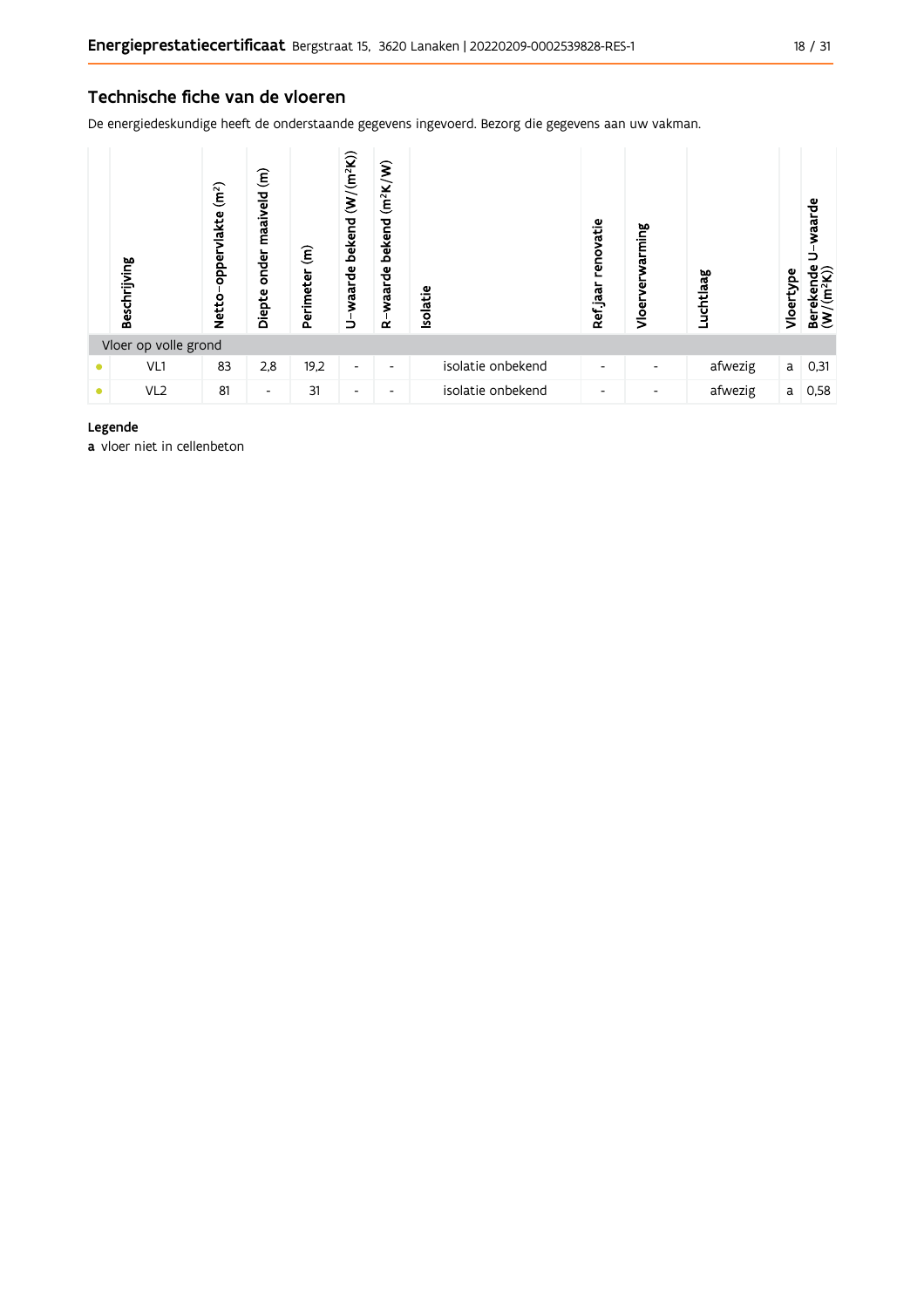## Technische fiche van de vloeren

De energiedeskundige heeft de onderstaande gegevens ingevoerd. Bezorg die gegevens aan uw vakman.

| | Beschrijving | Netto-oppervlakte ($m^2$) | Diepte onder maaiveld (m) | Perimeter (m) | U-waarde bekend ($W/(m^2K)$) | R-waarde bekend ($m^2K/W$) | Isolatie | Ref.jaar renovatie | Vloerverwarming | Luchtlaag | Vloertype | Berekende U-waarde ($W/(m^2K)$) |
|---|---|---|---|---|---|---|---|---|---|---|---|---|
| Vloer op volle grond | | | | | | | | | | | | |
| • | VL1 | 83 | 2,8 | 19,2 | - | - | isolatie onbekend | - | - | afwezig | a | 0,31 |
| • | VL2 | 81 | - | 31 | - | - | isolatie onbekend | - | - | afwezig | a | 0,58 |

**Legende**

**a** vloer niet in cellenbeton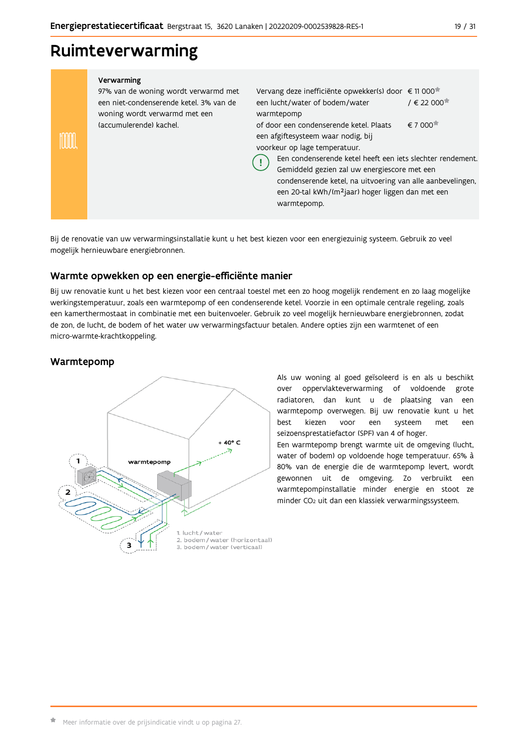# Ruimteverwarming

**Verwarming**

97% van de woning wordt verwarmd met een niet-condenserende ketel. 3% van de woning wordt verwarmd met een (accumulerende) kachel.

| | |
|---|---|
| Vervang deze inefficiënte opwekker(s) door een lucht/water of bodem/water warmtepomp | € 11 000* / € 22 000* |
| of door een condenserende ketel. Plaats een afgiftesysteem waar nodig, bij voorkeur op lage temperatuur. | € 7 000* |

! Een condenserende ketel heeft een iets slechter rendement. Gemiddeld gezien zal uw energiescore met een condenserende ketel, na uitvoering van alle aanbevelingen, een 20-tal kWh/(m²jaar) hoger liggen dan met een warmtepomp.

Bij de renovatie van uw verwarmingsinstallatie kunt u het best kiezen voor een energiezuinig systeem. Gebruik zo veel mogelijk hernieuwbare energiebronnen.

## Warmte opwekken op een energie-efficiënte manier

Bij uw renovatie kunt u het best kiezen voor een centraal toestel met een zo hoog mogelijk rendement en zo laag mogelijke werkingstemperatuur, zoals een warmtepomp of een condenserende ketel. Voorzie in een optimale centrale regeling, zoals een kamerthermostaat in combinatie met een buitenvoeler. Gebruik zo veel mogelijk hernieuwbare energiebronnen, zodat de zon, de lucht, de bodem of het water uw verwarmingsfactuur betalen. Andere opties zijn een warmtenet of een micro-warmte-krachtkoppeling.

## Warmtepomp

warmtepomp

+ 40° C

1. lucht / water
2. bodem / water (horizontaal)
3. bodem / water (verticaal)

Als uw woning al goed geïsoleerd is en als u beschikt over oppervlakteverwarming of voldoende grote radiatoren, dan kunt u de plaatsing van een warmtepomp overwegen. Bij uw renovatie kunt u het best kiezen voor een systeem met een seizoensprestatiefactor (SPF) van 4 of hoger.

Een warmtepomp brengt warmte uit de omgeving (lucht, water of bodem) op voldoende hoge temperatuur. 65% à 80% van de energie die de warmtepomp levert, wordt gewonnen uit de omgeving. Zo verbruikt een warmtepompinstallatie minder energie en stoot ze minder $CO_2$ uit dan een klassiek verwarmingssysteem.

\* Meer informatie over de prijsindicatie vindt u op pagina 27.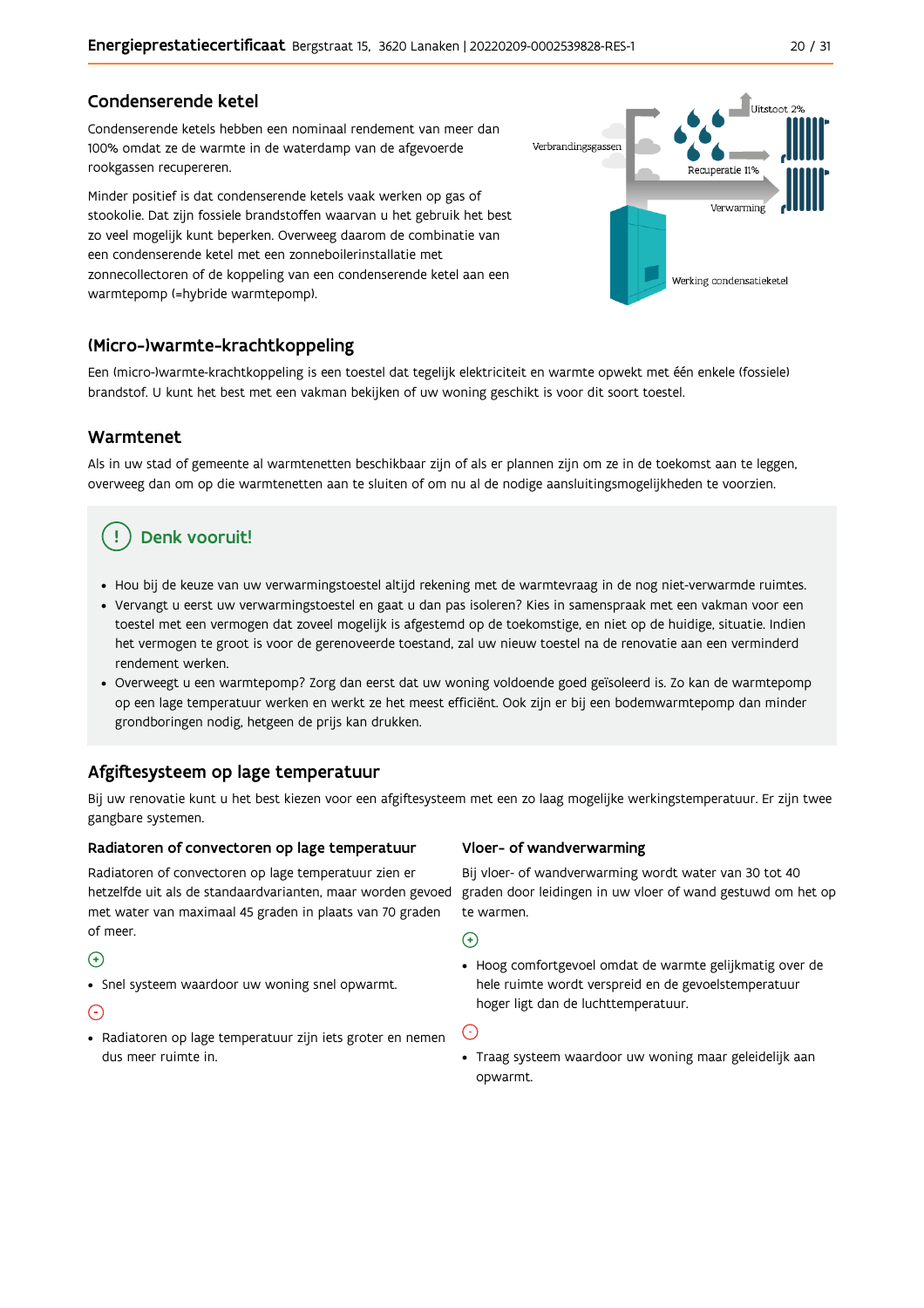## Condenserende ketel

Condenserende ketels hebben een nominaal rendement van meer dan 100% omdat ze de warmte in de waterdamp van de afgevoerde rookgassen recupereren.

Minder positief is dat condenserende ketels vaak werken op gas of stookolie. Dat zijn fossiele brandstoffen waarvan u het gebruik het best zo veel mogelijk kunt beperken. Overweeg daarom de combinatie van een condenserende ketel met een zonneboilerinstallatie met zonnecollectoren of de koppeling van een condenserende ketel aan een warmtepomp (=hybride warmtepomp).

## (Micro-)warmte-krachtkoppeling

Een (micro-)warmte-krachtkoppeling is een toestel dat tegelijk elektriciteit en warmte opwekt met één enkele (fossiele) brandstof. U kunt het best met een vakman bekijken of uw woning geschikt is voor dit soort toestel.

## Warmtenet

Als in uw stad of gemeente al warmtenetten beschikbaar zijn of als er plannen zijn om ze in de toekomst aan te leggen, overweeg dan om op die warmtenetten aan te sluiten of om nu al de nodige aansluitingsmogelijkheden te voorzien.

### Denk vooruit!

- Hou bij de keuze van uw verwarmingstoestel altijd rekening met de warmtevraag in de nog niet-verwarmde ruimtes.
- Vervangt u eerst uw verwarmingstoestel en gaat u dan pas isoleren? Kies in samenspraak met een vakman voor een toestel met een vermogen dat zoveel mogelijk is afgestemd op de toekomstige, en niet op de huidige, situatie. Indien het vermogen te groot is voor de gerenoveerde toestand, zal uw nieuw toestel na de renovatie aan een verminderd rendement werken.
- Overweegt u een warmtepomp? Zorg dan eerst dat uw woning voldoende goed geïsoleerd is. Zo kan de warmtepomp op een lage temperatuur werken en werkt ze het meest efficiënt. Ook zijn er bij een bodemwarmtepomp dan minder grondboringen nodig, hetgeen de prijs kan drukken.

## Afgiftesysteem op lage temperatuur

Bij uw renovatie kunt u het best kiezen voor een afgiftesysteem met een zo laag mogelijke werkingstemperatuur. Er zijn twee gangbare systemen.

### Radiatoren of convectoren op lage temperatuur

Radiatoren of convectoren op lage temperatuur zien er hetzelfde uit als de standaardvarianten, maar worden gevoed met water van maximaal 45 graden in plaats van 70 graden of meer.

(+)

- Snel systeem waardoor uw woning snel opwarmt.

(-)

- Radiatoren op lage temperatuur zijn iets groter en nemen dus meer ruimte in.

### Vloer- of wandverwarming

Bij vloer- of wandverwarming wordt water van 30 tot 40 graden door leidingen in uw vloer of wand gestuwd om het op te warmen.

(+)

- Hoog comfortgevoel omdat de warmte gelijkmatig over de hele ruimte wordt verspreid en de gevoelstemperatuur hoger ligt dan de luchttemperatuur.

(-)

- Traag systeem waardoor uw woning maar geleidelijk aan opwarmt.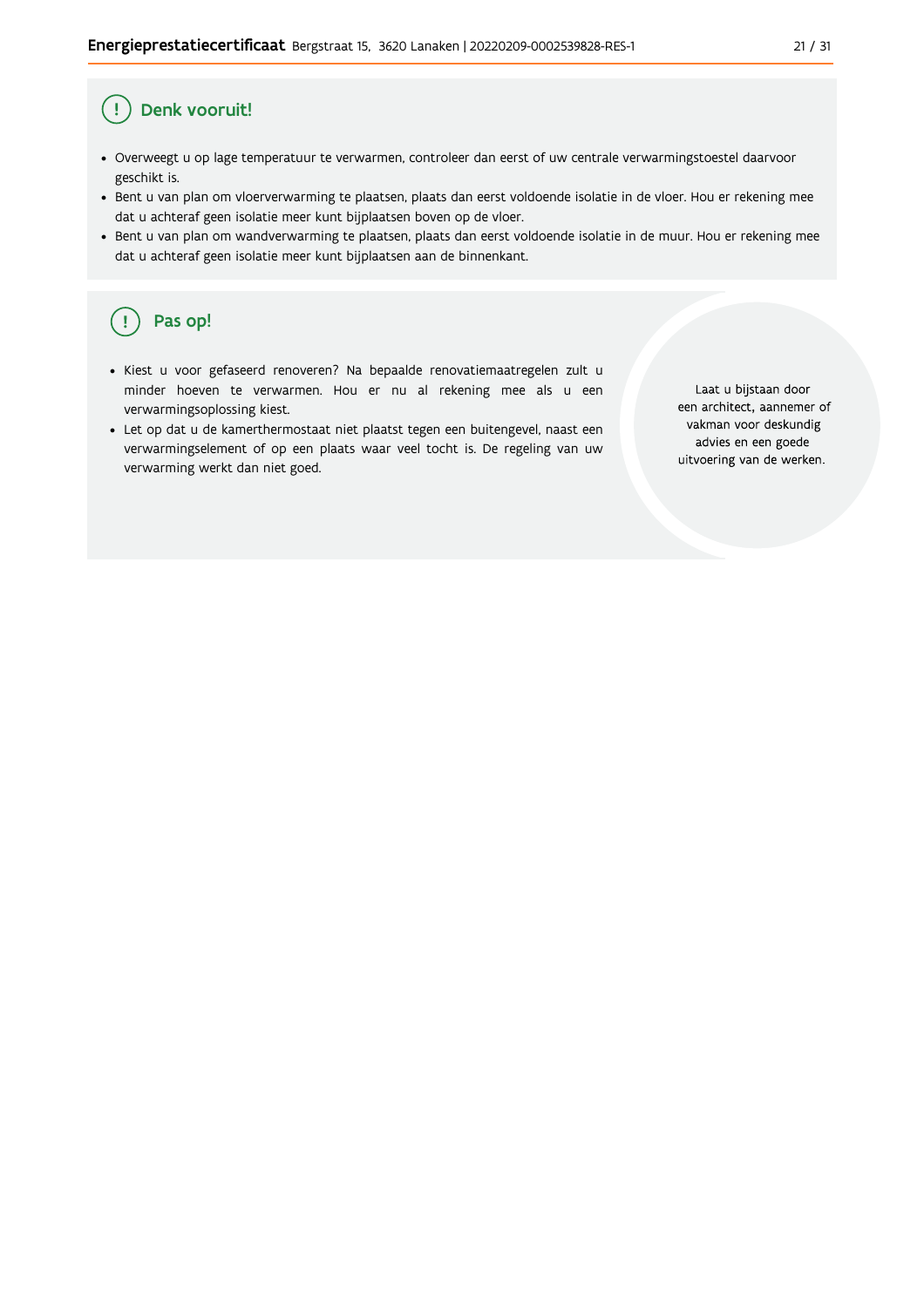## Denk vooruit!

- Overweegt u op lage temperatuur te verwarmen, controleer dan eerst of uw centrale verwarmingstoestel daarvoor geschikt is.
- Bent u van plan om vloerverwarming te plaatsen, plaats dan eerst voldoende isolatie in de vloer. Hou er rekening mee dat u achteraf geen isolatie meer kunt bijplaatsen boven op de vloer.
- Bent u van plan om wandverwarming te plaatsen, plaats dan eerst voldoende isolatie in de muur. Hou er rekening mee dat u achteraf geen isolatie meer kunt bijplaatsen aan de binnenkant.

## Pas op!

- Kiest u voor gefaseerd renoveren? Na bepaalde renovatiemaatregelen zult u minder hoeven te verwarmen. Hou er nu al rekening mee als u een verwarmingsoplossing kiest.
- Let op dat u de kamerthermostaat niet plaatst tegen een buitengevel, naast een verwarmingselement of op een plaats waar veel tocht is. De regeling van uw verwarming werkt dan niet goed.

Laat u bijstaan door een architect, aannemer of vakman voor deskundig advies en een goede uitvoering van de werken.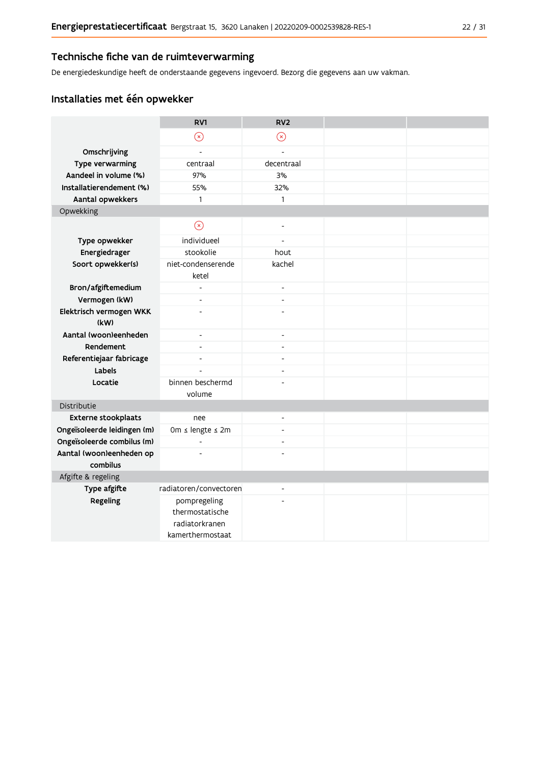## Technische fiche van de ruimteverwarming

De energiedeskundige heeft de onderstaande gegevens ingevoerd. Bezorg die gegevens aan uw vakman.

### Installaties met één opwekker

| | RV1 | RV2 | | |
|---|---|---|---|---|
| | ⊗ | ⊗ | | |
| **Omschrijving** | - | - | | |
| **Type verwarming** | centraal | decentraal | | |
| **Aandeel in volume (%)** | 97% | 3% | | |
| **Installatierendement (%)** | 55% | 32% | | |
| **Aantal opwekkers** | 1 | 1 | | |
| Opwekking | | | | |
| | ⊗ | - | | |
| **Type opwekker** | individueel | - | | |
| **Energiedrager** | stookolie | hout | | |
| **Soort opwekker(s)** | niet-condenserende ketel | kachel | | |
| **Bron/afgiftemedium** | - | - | | |
| **Vermogen (kW)** | - | - | | |
| **Elektrisch vermogen WKK (kW)** | - | - | | |
| **Aantal (woon)eenheden** | - | - | | |
| **Rendement** | - | - | | |
| **Referentiejaar fabricage** | - | - | | |
| **Labels** | - | - | | |
| **Locatie** | binnen beschermd volume | - | | |
| Distributie | | | | |
| **Externe stookplaats** | nee | - | | |
| **Ongeïsoleerde leidingen (m)** | 0m ≤ lengte ≤ 2m | - | | |
| **Ongeïsoleerde combilus (m)** | - | - | | |
| **Aantal (woon)eenheden op combilus** | - | - | | |
| Afgifte & regeling | | | | |
| **Type afgifte** | radiatoren/convectoren | - | | |
| **Regeling** | pompregeling thermostatische radiatorkranen kamerthermostaat | - | | |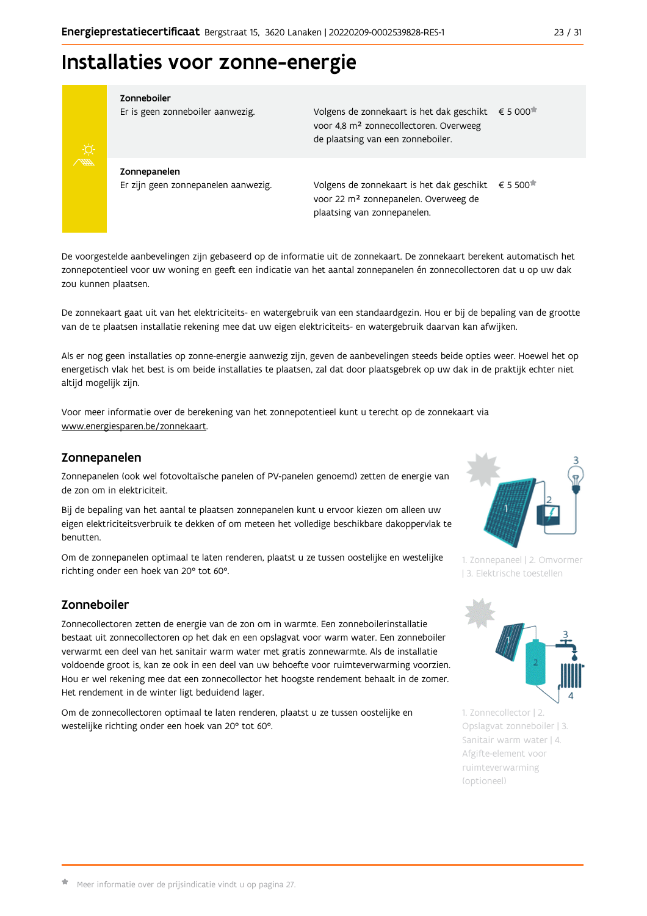# Installaties voor zonne-energie

| | | |
|---|---|---|
| **Zonneboiler**<br>Er is geen zonneboiler aanwezig. | Volgens de zonnekaart is het dak geschikt voor 4,8 m² zonnecollectoren. Overweeg de plaatsing van een zonneboiler. | € 5 000* |
| **Zonnepanelen**<br>Er zijn geen zonnepanelen aanwezig. | Volgens de zonnekaart is het dak geschikt voor 22 m² zonnepanelen. Overweeg de plaatsing van zonnepanelen. | € 5 500* |

De voorgestelde aanbevelingen zijn gebaseerd op de informatie uit de zonnekaart. De zonnekaart berekent automatisch het zonnepotentieel voor uw woning en geeft een indicatie van het aantal zonnepanelen én zonnecollectoren dat u op uw dak zou kunnen plaatsen.

De zonnekaart gaat uit van het elektriciteits- en watergebruik van een standaardgezin. Hou er bij de bepaling van de grootte van de te plaatsen installatie rekening mee dat uw eigen elektriciteits- en watergebruik daarvan kan afwijken.

Als er nog geen installaties op zonne-energie aanwezig zijn, geven de aanbevelingen steeds beide opties weer. Hoewel het op energetisch vlak het best is om beide installaties te plaatsen, zal dat door plaatsgebrek op uw dak in de praktijk echter niet altijd mogelijk zijn.

Voor meer informatie over de berekening van het zonnepotentieel kunt u terecht op de zonnekaart via www.energiesparen.be/zonnekaart.

## Zonnepanelen

Zonnepanelen (ook wel fotovoltaïsche panelen of PV-panelen genoemd) zetten de energie van de zon om in elektriciteit.

Bij de bepaling van het aantal te plaatsen zonnepanelen kunt u ervoor kiezen om alleen uw eigen elektriciteitsverbruik te dekken of om meteen het volledige beschikbare dakoppervlak te benutten.

Om de zonnepanelen optimaal te laten renderen, plaatst u ze tussen oostelijke en westelijke richting onder een hoek van 20° tot 60°.

1. Zonnepaneel | 2. Omvormer | 3. Elektrische toestellen

## Zonneboiler

Zonnecollectoren zetten de energie van de zon om in warmte. Een zonneboilerinstallatie bestaat uit zonnecollectoren op het dak en een opslagvat voor warm water. Een zonneboiler verwarmt een deel van het sanitair warm water met gratis zonnewarmte. Als de installatie voldoende groot is, kan ze ook in een deel van uw behoefte voor ruimteverwarming voorzien. Hou er wel rekening mee dat een zonnecollector het hoogste rendement behaalt in de zomer. Het rendement in de winter ligt beduidend lager.

Om de zonnecollectoren optimaal te laten renderen, plaatst u ze tussen oostelijke en westelijke richting onder een hoek van 20° tot 60°.

1. Zonnecollector | 2. Opslagvat zonneboiler | 3. Sanitair warm water | 4. Afgifte-element voor ruimteverwarming (optioneel)

* Meer informatie over de prijsindicatie vindt u op pagina 27.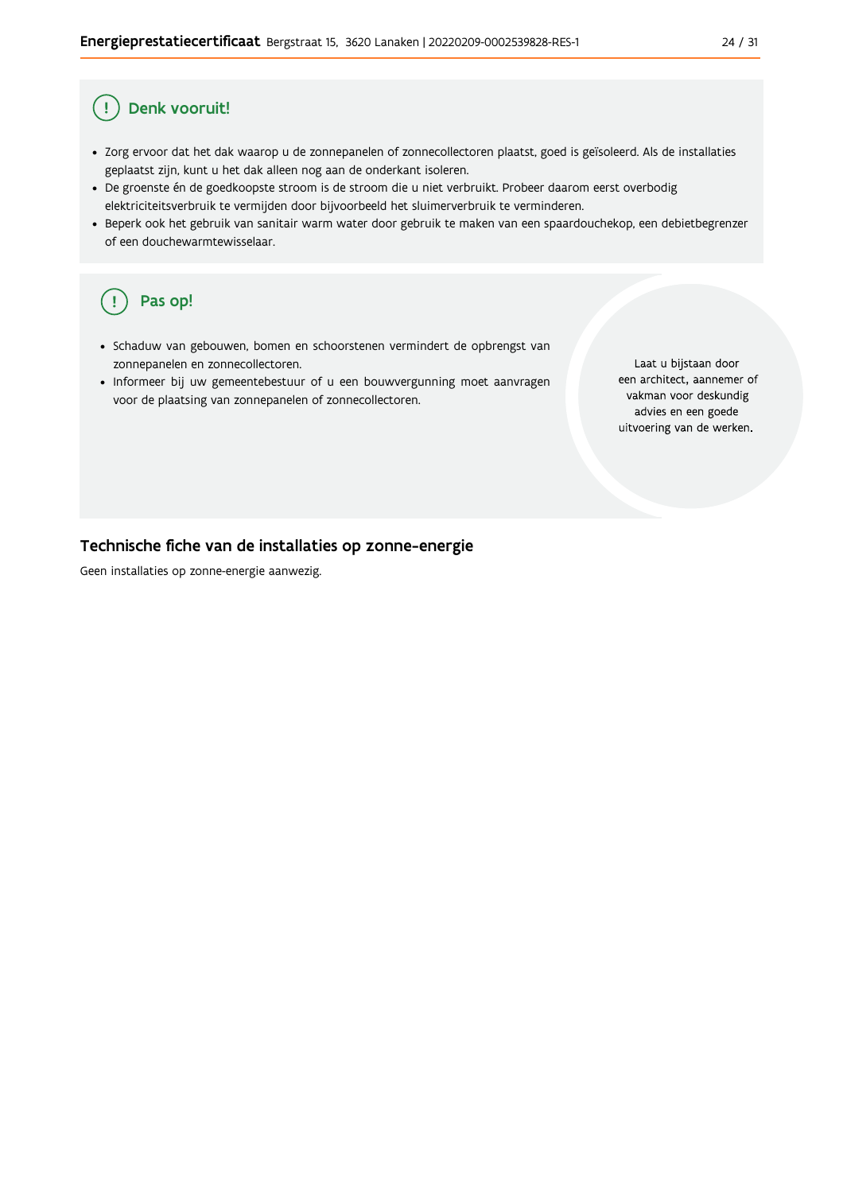## Denk vooruit!

- Zorg ervoor dat het dak waarop u de zonnepanelen of zonnecollectoren plaatst, goed is geïsoleerd. Als de installaties geplaatst zijn, kunt u het dak alleen nog aan de onderkant isoleren.
- De groenste én de goedkoopste stroom is de stroom die u niet verbruikt. Probeer daarom eerst overbodig elektriciteitsverbruik te vermijden door bijvoorbeeld het sluimerverbruik te verminderen.
- Beperk ook het gebruik van sanitair warm water door gebruik te maken van een spaardouchekop, een debietbegrenzer of een douchewarmtewisselaar.

## Pas op!

- Schaduw van gebouwen, bomen en schoorstenen vermindert de opbrengst van zonnepanelen en zonnecollectoren.
- Informeer bij uw gemeentebestuur of u een bouwvergunning moet aanvragen voor de plaatsing van zonnepanelen of zonnecollectoren.

Laat u bijstaan door een architect, aannemer of vakman voor deskundig advies en een goede uitvoering van de werken.

## Technische fiche van de installaties op zonne-energie

Geen installaties op zonne-energie aanwezig.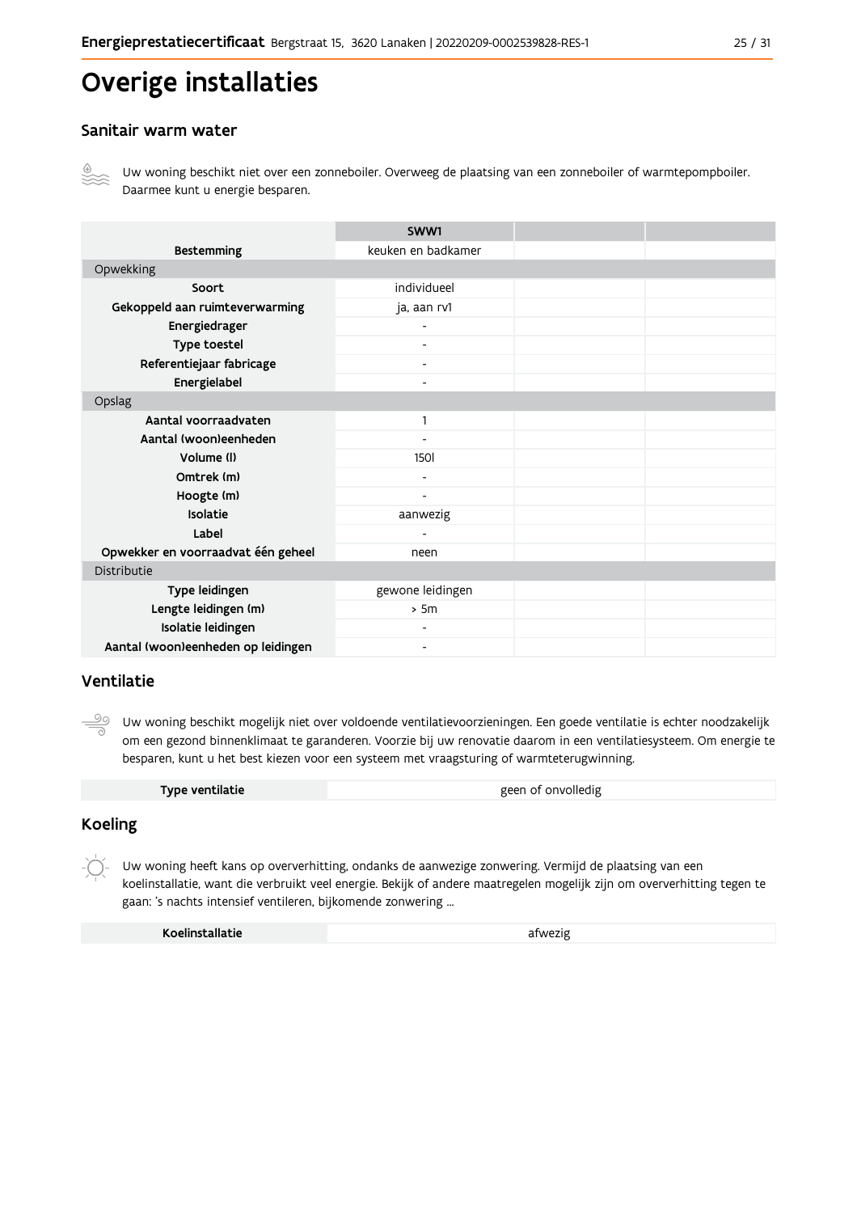# Overige installaties

## Sanitair warm water

Uw woning beschikt niet over een zonneboiler. Overweeg de plaatsing van een zonneboiler of warmtepompboiler. Daarmee kunt u energie besparen.

| | SWW1 | | |
|---|---|---|---|
| **Bestemming** | keuken en badkamer | | |
| Opwekking | | | |
| **Soort** | individueel | | |
| **Gekoppeld aan ruimteverwarming** | ja, aan rv1 | | |
| **Energiedrager** | - | | |
| **Type toestel** | - | | |
| **Referentiejaar fabricage** | - | | |
| **Energielabel** | - | | |
| Opslag | | | |
| **Aantal voorraadvaten** | 1 | | |
| **Aantal (woon)eenheden** | - | | |
| **Volume (l)** | 150l | | |
| **Omtrek (m)** | - | | |
| **Hoogte (m)** | - | | |
| **Isolatie** | aanwezig | | |
| **Label** | - | | |
| **Opwekker en voorraadvat één geheel** | neen | | |
| Distributie | | | |
| **Type leidingen** | gewone leidingen | | |
| **Lengte leidingen (m)** | > 5m | | |
| **Isolatie leidingen** | - | | |
| **Aantal (woon)eenheden op leidingen** | - | | |

## Ventilatie

Uw woning beschikt mogelijk niet over voldoende ventilatievoorzieningen. Een goede ventilatie is echter noodzakelijk om een gezond binnenklimaat te garanderen. Voorzie bij uw renovatie daarom in een ventilatiesysteem. Om energie te besparen, kunt u het best kiezen voor een systeem met vraagsturing of warmteterugwinning.

| | |
|---|---|
| **Type ventilatie** | geen of onvolledig |

## Koeling

Uw woning heeft kans op oververhitting, ondanks de aanwezige zonwering. Vermijd de plaatsing van een koelinstallatie, want die verbruikt veel energie. Bekijk of andere maatregelen mogelijk zijn om oververhitting tegen te gaan: 's nachts intensief ventileren, bijkomende zonwering ...

| | |
|---|---|
| **Koelinstallatie** | afwezig |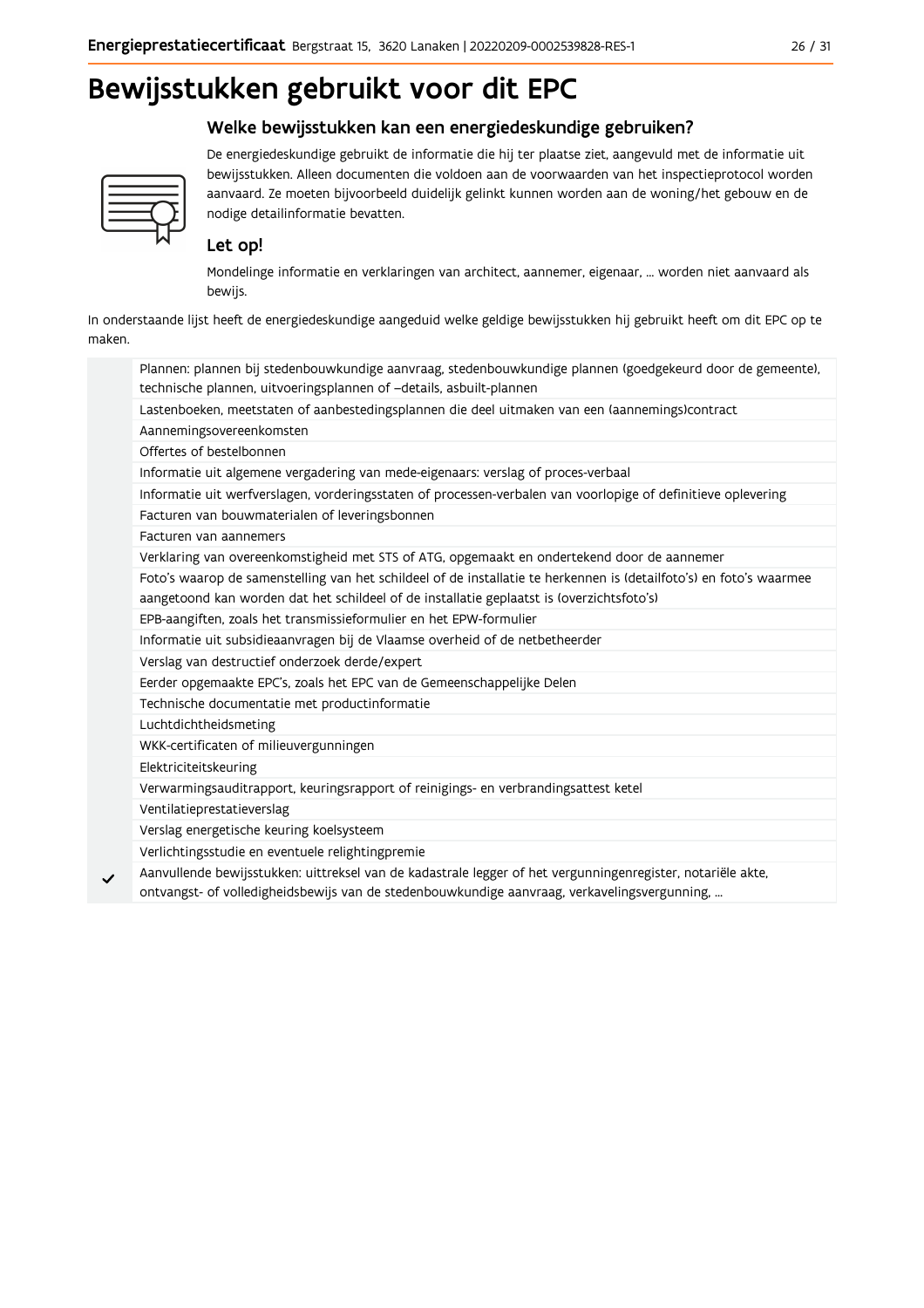# Bewijsstukken gebruikt voor dit EPC

## Welke bewijsstukken kan een energiedeskundige gebruiken?

De energiedeskundige gebruikt de informatie die hij ter plaatse ziet, aangevuld met de informatie uit bewijsstukken. Alleen documenten die voldoen aan de voorwaarden van het inspectieprotocol worden aanvaard. Ze moeten bijvoorbeeld duidelijk gelinkt kunnen worden aan de woning/het gebouw en de nodige detailinformatie bevatten.

### Let op!

Mondelinge informatie en verklaringen van architect, aannemer, eigenaar, ... worden niet aanvaard als bewijs.

In onderstaande lijst heeft de energiedeskundige aangeduid welke geldige bewijsstukken hij gebruikt heeft om dit EPC op te maken.

| | |
|---|---|
| | Plannen: plannen bij stedenbouwkundige aanvraag, stedenbouwkundige plannen (goedgekeurd door de gemeente), technische plannen, uitvoeringsplannen of –details, asbuilt-plannen |
| | Lastenboeken, meetstaten of aanbestedingsplannen die deel uitmaken van een (aannemings)contract |
| | Aannemingsovereenkomsten |
| | Offertes of bestelbonnen |
| | Informatie uit algemene vergadering van mede-eigenaars: verslag of proces-verbaal |
| | Informatie uit werfverslagen, vorderingsstaten of processen-verbalen van voorlopige of definitieve oplevering |
| | Facturen van bouwmaterialen of leveringsbonnen |
| | Facturen van aannemers |
| | Verklaring van overeenkomstigheid met STS of ATG, opgemaakt en ondertekend door de aannemer |
| | Foto's waarop de samenstelling van het schildeel of de installatie te herkennen is (detailfoto's) en foto's waarmee aangetoond kan worden dat het schildeel of de installatie geplaatst is (overzichtsfoto's) |
| | EPB-aangiften, zoals het transmissieformulier en het EPW-formulier |
| | Informatie uit subsidieaanvragen bij de Vlaamse overheid of de netbetheerder |
| | Verslag van destructief onderzoek derde/expert |
| | Eerder opgemaakte EPC's, zoals het EPC van de Gemeenschappelijke Delen |
| | Technische documentatie met productinformatie |
| | Luchtdichtheidsmeting |
| | WKK-certificaten of milieuvergunningen |
| | Elektriciteitskeuring |
| | Verwarmingsauditrapport, keuringsrapport of reinigings- en verbrandingsattest ketel |
| | Ventilatieprestatieverslag |
| | Verslag energetische keuring koelsysteem |
| | Verlichtingsstudie en eventuele relightingpremie |
| ✓ | Aanvullende bewijsstukken: uittreksel van de kadastrale legger of het vergunningenregister, notariële akte, ontvangst- of volledigheidsbewijs van de stedenbouwkundige aanvraag, verkavelingsvergunning, ... |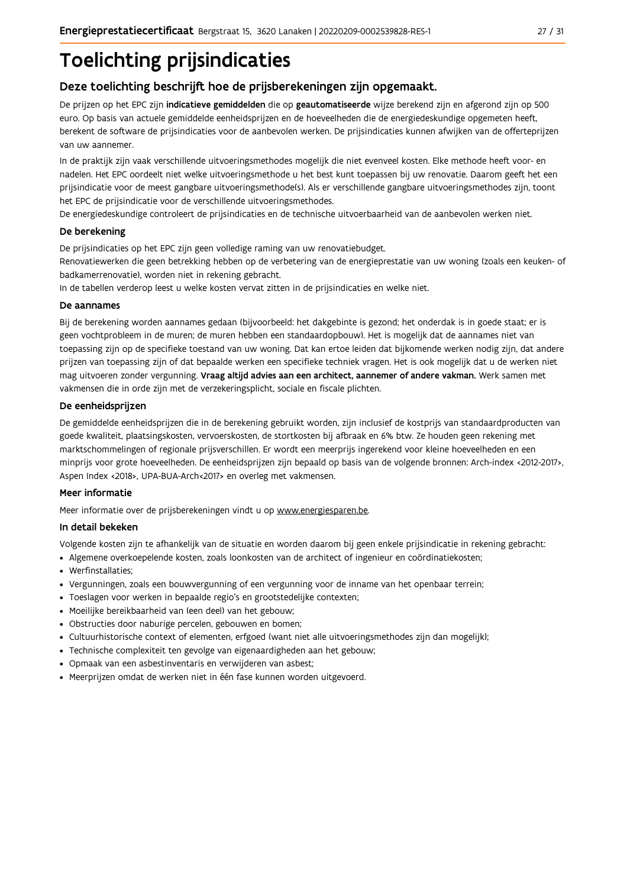# Toelichting prijsindicaties

## Deze toelichting beschrijft hoe de prijsberekeningen zijn opgemaakt.

De prijzen op het EPC zijn **indicatieve gemiddelden** die op **geautomatiseerde** wijze berekend zijn en afgerond zijn op 500 euro. Op basis van actuele gemiddelde eenheidsprijzen en de hoeveelheden die de energiedeskundige opgemeten heeft, berekent de software de prijsindicaties voor de aanbevolen werken. De prijsindicaties kunnen afwijken van de offerteprijzen van uw aannemer.

In de praktijk zijn vaak verschillende uitvoeringsmethodes mogelijk die niet evenveel kosten. Elke methode heeft voor- en nadelen. Het EPC oordeelt niet welke uitvoeringsmethode u het best kunt toepassen bij uw renovatie. Daarom geeft het een prijsindicatie voor de meest gangbare uitvoeringsmethode(s). Als er verschillende gangbare uitvoeringsmethodes zijn, toont het EPC de prijsindicatie voor de verschillende uitvoeringsmethodes.
De energiedeskundige controleert de prijsindicaties en de technische uitvoerbaarheid van de aanbevolen werken niet.

### De berekening

De prijsindicaties op het EPC zijn geen volledige raming van uw renovatiebudget.
Renovatiewerken die geen betrekking hebben op de verbetering van de energieprestatie van uw woning (zoals een keuken- of badkamerrenovatie), worden niet in rekening gebracht.
In de tabellen verderop leest u welke kosten vervat zitten in de prijsindicaties en welke niet.

### De aannames

Bij de berekening worden aannames gedaan (bijvoorbeeld: het dakgebinte is gezond; het onderdak is in goede staat; er is geen vochtprobleem in de muren; de muren hebben een standaardopbouw). Het is mogelijk dat de aannames niet van toepassing zijn op de specifieke toestand van uw woning. Dat kan ertoe leiden dat bijkomende werken nodig zijn, dat andere prijzen van toepassing zijn of dat bepaalde werken een specifieke techniek vragen. Het is ook mogelijk dat u de werken niet mag uitvoeren zonder vergunning. **Vraag altijd advies aan een architect, aannemer of andere vakman.** Werk samen met vakmensen die in orde zijn met de verzekeringsplicht, sociale en fiscale plichten.

### De eenheidsprijzen

De gemiddelde eenheidsprijzen die in de berekening gebruikt worden, zijn inclusief de kostprijs van standaardproducten van goede kwaliteit, plaatsingskosten, vervoerskosten, de stortkosten bij afbraak en 6% btw. Ze houden geen rekening met marktschommelingen of regionale prijsverschillen. Er wordt een meerprijs ingerekend voor kleine hoeveelheden en een minprijs voor grote hoeveelheden. De eenheidsprijzen zijn bepaald op basis van de volgende bronnen: Arch-index <2012-2017>, Aspen Index <2018>, UPA-BUA-Arch<2017> en overleg met vakmensen.

### Meer informatie

Meer informatie over de prijsberekeningen vindt u op www.energiesparen.be.

### In detail bekeken

Volgende kosten zijn te afhankelijk van de situatie en worden daarom bij geen enkele prijsindicatie in rekening gebracht:

- Algemene overkoepelende kosten, zoals loonkosten van de architect of ingenieur en coördinatiekosten;
- Werfinstallaties;
- Vergunningen, zoals een bouwvergunning of een vergunning voor de inname van het openbaar terrein;
- Toeslagen voor werken in bepaalde regio's en grootstedelijke contexten;
- Moeilijke bereikbaarheid van (een deel) van het gebouw;
- Obstructies door naburige percelen, gebouwen en bomen;
- Cultuurhistorische context of elementen, erfgoed (want niet alle uitvoeringsmethodes zijn dan mogelijk);
- Technische complexiteit ten gevolge van eigenaardigheden aan het gebouw;
- Opmaak van een asbestinventaris en verwijderen van asbest;
- Meerprijzen omdat de werken niet in één fase kunnen worden uitgevoerd.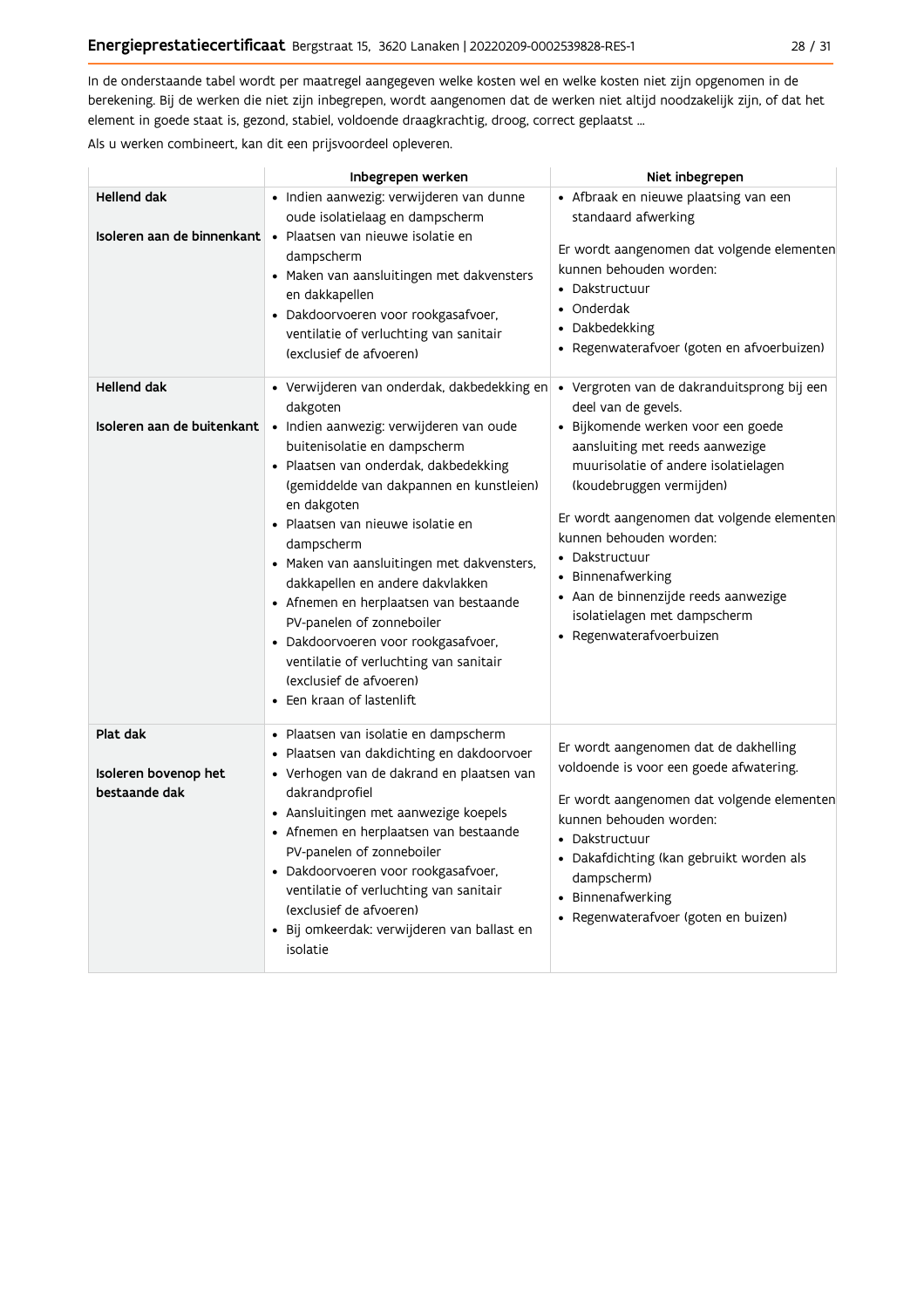In de onderstaande tabel wordt per maatregel aangegeven welke kosten wel en welke kosten niet zijn opgenomen in de berekening. Bij de werken die niet zijn inbegrepen, wordt aangenomen dat de werken niet altijd noodzakelijk zijn, of dat het element in goede staat is, gezond, stabiel, voldoende draagkrachtig, droog, correct geplaatst ...

Als u werken combineert, kan dit een prijsvoordeel opleveren.

| | Inbegrepen werken | Niet inbegrepen |
|---|---|---|
| **Hellend dak**<br><br>**Isoleren aan de binnenkant** | • Indien aanwezig: verwijderen van dunne oude isolatielaag en dampscherm<br>• Plaatsen van nieuwe isolatie en dampscherm<br>• Maken van aansluitingen met dakvensters en dakkapellen<br>• Dakdoorvoeren voor rookgasafvoer, ventilatie of verluchting van sanitair (exclusief de afvoeren) | • Afbraak en nieuwe plaatsing van een standaard afwerking<br><br>Er wordt aangenomen dat volgende elementen kunnen behouden worden:<br>• Dakstructuur<br>• Onderdak<br>• Dakbedekking<br>• Regenwaterafvoer (goten en afvoerbuizen) |
| **Hellend dak**<br><br>**Isoleren aan de buitenkant** | • Verwijderen van onderdak, dakbedekking en dakgoten<br>• Indien aanwezig: verwijderen van oude buitenisolatie en dampscherm<br>• Plaatsen van onderdak, dakbedekking (gemiddelde van dakpannen en kunstleien) en dakgoten<br>• Plaatsen van nieuwe isolatie en dampscherm<br>• Maken van aansluitingen met dakvensters, dakkapellen en andere dakvlakken<br>• Afnemen en herplaatsen van bestaande PV-panelen of zonneboiler<br>• Dakdoorvoeren voor rookgasafvoer, ventilatie of verluchting van sanitair (exclusief de afvoeren)<br>• Een kraan of lastenlift | • Vergroten van de dakranduitsprong bij een deel van de gevels.<br>• Bijkomende werken voor een goede aansluiting met reeds aanwezige muurisolatie of andere isolatielagen (koudebruggen vermijden)<br><br>Er wordt aangenomen dat volgende elementen kunnen behouden worden:<br>• Dakstructuur<br>• Binnenafwerking<br>• Aan de binnenzijde reeds aanwezige isolatielagen met dampscherm<br>• Regenwaterafvoerbuizen |
| **Plat dak**<br><br>**Isoleren bovenop het bestaande dak** | • Plaatsen van isolatie en dampscherm<br>• Plaatsen van dakdichting en dakdoorvoer<br>• Verhogen van de dakrand en plaatsen van dakrandprofiel<br>• Aansluitingen met aanwezige koepels<br>• Afnemen en herplaatsen van bestaande PV-panelen of zonneboiler<br>• Dakdoorvoeren voor rookgasafvoer, ventilatie of verluchting van sanitair (exclusief de afvoeren)<br>• Bij omkeerdak: verwijderen van ballast en isolatie | Er wordt aangenomen dat de dakhelling voldoende is voor een goede afwatering.<br><br>Er wordt aangenomen dat volgende elementen kunnen behouden worden:<br>• Dakstructuur<br>• Dakafdichting (kan gebruikt worden als dampscherm)<br>• Binnenafwerking<br>• Regenwaterafvoer (goten en buizen) |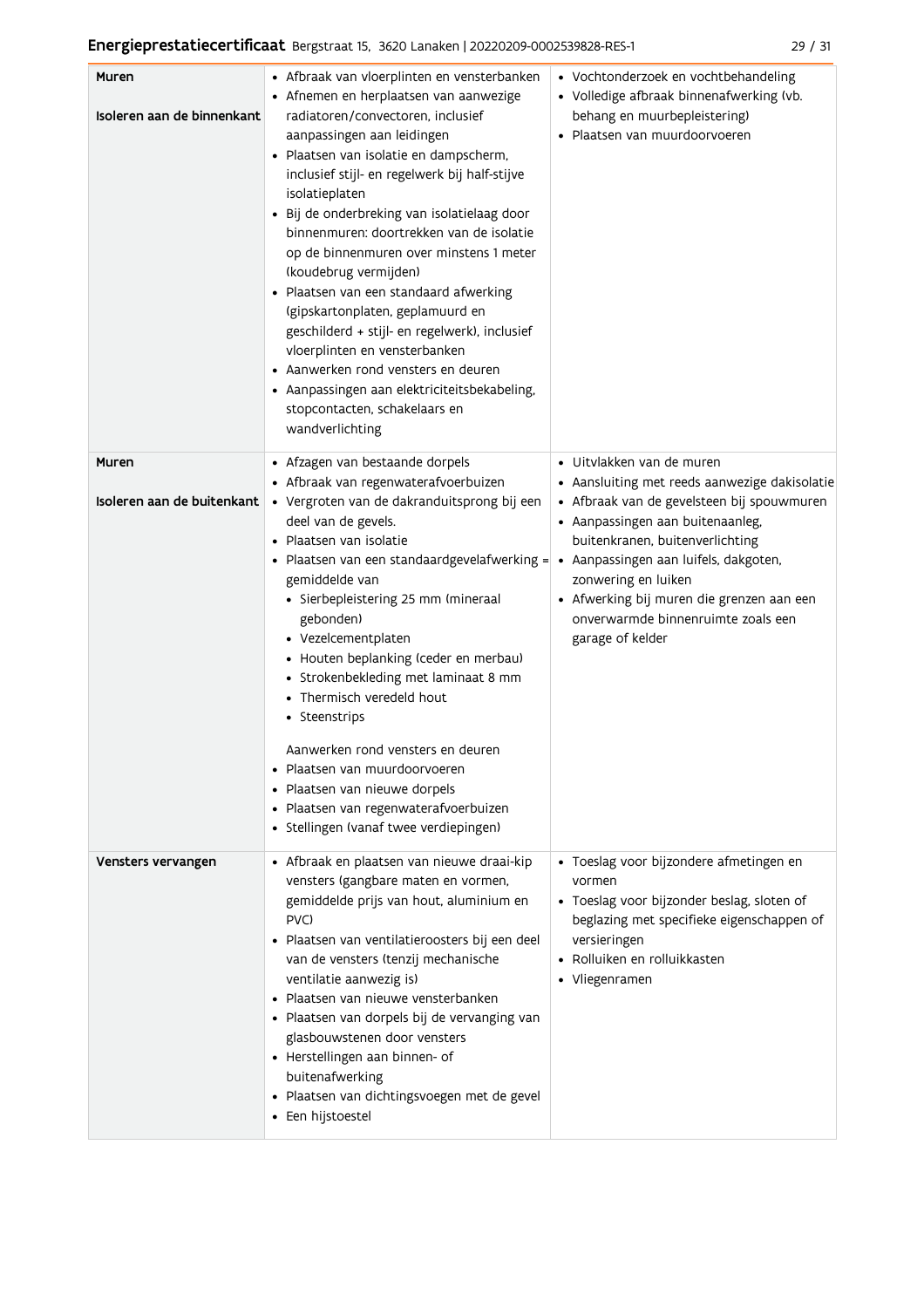| | | |
|---|---|---|
| **Muren**<br><br>**Isoleren aan de binnenkant** | • Afbraak van vloerplinten en vensterbanken<br>• Afnemen en herplaatsen van aanwezige radiatoren/convectoren, inclusief aanpassingen aan leidingen<br>• Plaatsen van isolatie en dampscherm, inclusief stijl- en regelwerk bij half-stijve isolatieplaten<br>• Bij de onderbreking van isolatielaag door binnenmuren: doortrekken van de isolatie op de binnenmuren over minstens 1 meter (koudebrug vermijden)<br>• Plaatsen van een standaard afwerking (gipskartonplaten, geplamuurd en geschilderd + stijl- en regelwerk), inclusief vloerplinten en vensterbanken<br>• Aanwerken rond vensters en deuren<br>• Aanpassingen aan elektriciteitsbekabeling, stopcontacten, schakelaars en wandverlichting | • Vochtonderzoek en vochtbehandeling<br>• Volledige afbraak binnenafwerking (vb. behang en muurbepleistering)<br>• Plaatsen van muurdoorvoeren |
| **Muren**<br><br>**Isoleren aan de buitenkant** | • Afzagen van bestaande dorpels<br>• Afbraak van regenwaterafvoerbuizen<br>• Vergroten van de dakranduitsprong bij een deel van de gevels.<br>• Plaatsen van isolatie<br>• Plaatsen van een standaardgevelafwerking = gemiddelde van<br>&nbsp;&nbsp;• Sierbepleistering 25 mm (mineraal gebonden)<br>&nbsp;&nbsp;• Vezelcementplaten<br>&nbsp;&nbsp;• Houten beplanking (ceder en merbau)<br>&nbsp;&nbsp;• Strokenbekleding met laminaat 8 mm<br>&nbsp;&nbsp;• Thermisch veredeld hout<br>&nbsp;&nbsp;• Steenstrips<br><br>Aanwerken rond vensters en deuren<br>• Plaatsen van muurdoorvoeren<br>• Plaatsen van nieuwe dorpels<br>• Plaatsen van regenwaterafvoerbuizen<br>• Stellingen (vanaf twee verdiepingen) | • Uitvlakken van de muren<br>• Aansluiting met reeds aanwezige dakisolatie<br>• Afbraak van de gevelsteen bij spouwmuren<br>• Aanpassingen aan buitenaanleg, buitenkranen, buitenverlichting<br>• Aanpassingen aan luifels, dakgoten, zonwering en luiken<br>• Afwerking bij muren die grenzen aan een onverwarmde binnenruimte zoals een garage of kelder |
| **Vensters vervangen** | • Afbraak en plaatsen van nieuwe draai-kip vensters (gangbare maten en vormen, gemiddelde prijs van hout, aluminium en PVC)<br>• Plaatsen van ventilatieroosters bij een deel van de vensters (tenzij mechanische ventilatie aanwezig is)<br>• Plaatsen van nieuwe vensterbanken<br>• Plaatsen van dorpels bij de vervanging van glasbouwstenen door vensters<br>• Herstellingen aan binnen- of buitenafwerking<br>• Plaatsen van dichtingsvoegen met de gevel<br>• Een hijstoestel | • Toeslag voor bijzondere afmetingen en vormen<br>• Toeslag voor bijzonder beslag, sloten of beglazing met specifieke eigenschappen of versieringen<br>• Rolluiken en rolluikkasten<br>• Vliegenramen |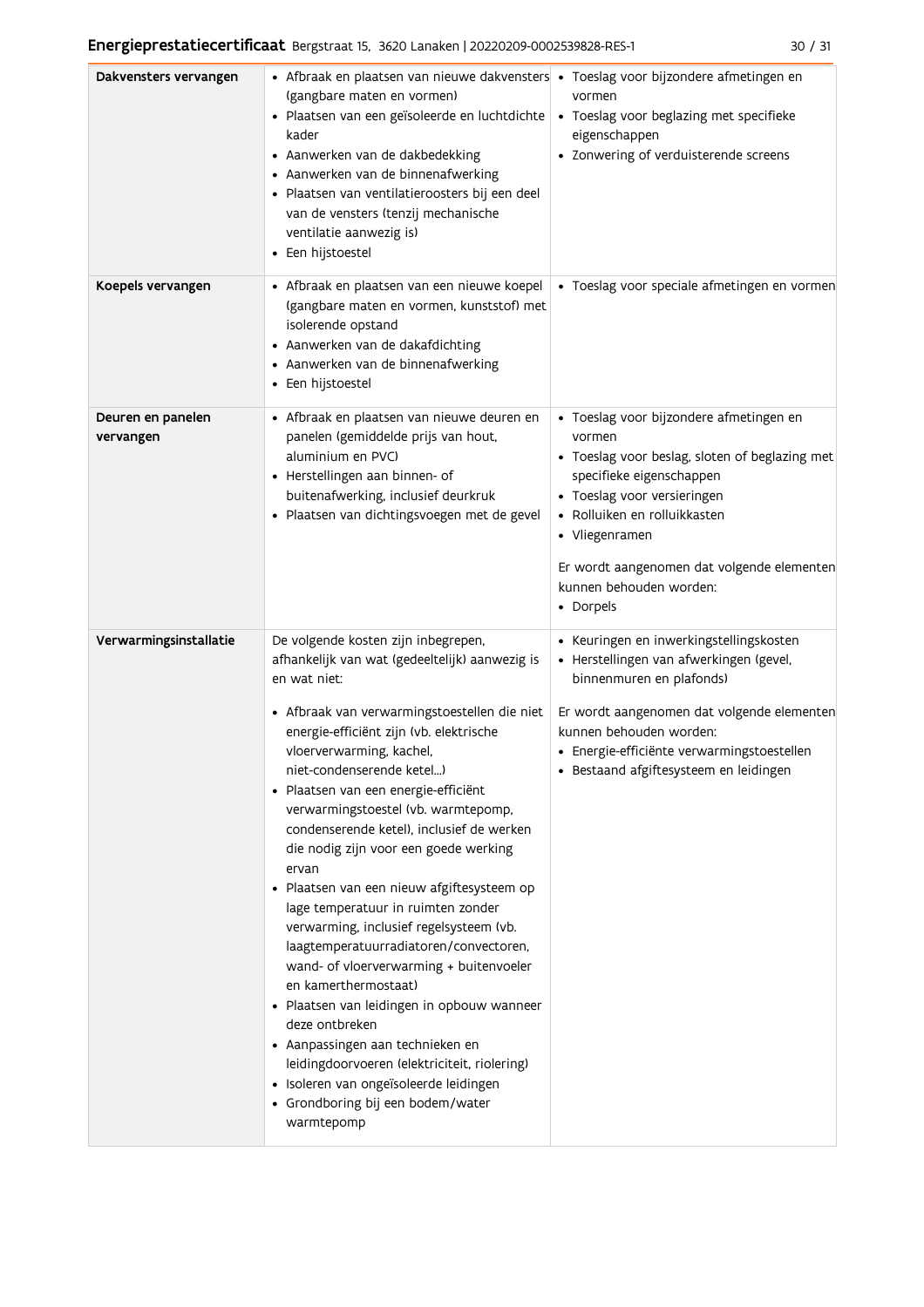| | | |
|---|---|---|
| **Dakvensters vervangen** | • Afbraak en plaatsen van nieuwe dakvensters (gangbare maten en vormen)<br>• Plaatsen van een geïsoleerde en luchtdichte kader<br>• Aanwerken van de dakbedekking<br>• Aanwerken van de binnenafwerking<br>• Plaatsen van ventilatieroosters bij een deel van de vensters (tenzij mechanische ventilatie aanwezig is)<br>• Een hijstoestel | • Toeslag voor bijzondere afmetingen en vormen<br>• Toeslag voor beglazing met specifieke eigenschappen<br>• Zonwering of verduisterende screens |
| **Koepels vervangen** | • Afbraak en plaatsen van een nieuwe koepel (gangbare maten en vormen, kunststof) met isolerende opstand<br>• Aanwerken van de dakafdichting<br>• Aanwerken van de binnenafwerking<br>• Een hijstoestel | • Toeslag voor speciale afmetingen en vormen |
| **Deuren en panelen vervangen** | • Afbraak en plaatsen van nieuwe deuren en panelen (gemiddelde prijs van hout, aluminium en PVC)<br>• Herstellingen aan binnen- of buitenafwerking, inclusief deurkruk<br>• Plaatsen van dichtingsvoegen met de gevel | • Toeslag voor bijzondere afmetingen en vormen<br>• Toeslag voor beslag, sloten of beglazing met specifieke eigenschappen<br>• Toeslag voor versieringen<br>• Rolluiken en rolluikkasten<br>• Vliegenramen<br><br>Er wordt aangenomen dat volgende elementen kunnen behouden worden:<br>• Dorpels |
| **Verwarmingsinstallatie** | De volgende kosten zijn inbegrepen, afhankelijk van wat (gedeeltelijk) aanwezig is en wat niet:<br><br>• Afbraak van verwarmingstoestellen die niet energie-efficiënt zijn (vb. elektrische vloerverwarming, kachel, niet-condenserende ketel...)<br>• Plaatsen van een energie-efficiënt verwarmingstoestel (vb. warmtepomp, condenserende ketel), inclusief de werken die nodig zijn voor een goede werking ervan<br>• Plaatsen van een nieuw afgiftesysteem op lage temperatuur in ruimten zonder verwarming, inclusief regelsysteem (vb. laagtemperatuurradiatoren/convectoren, wand- of vloerverwarming + buitenvoeler en kamerthermostaat)<br>• Plaatsen van leidingen in opbouw wanneer deze ontbreken<br>• Aanpassingen aan technieken en leidingdoorvoeren (elektriciteit, riolering)<br>• Isoleren van ongeïsoleerde leidingen<br>• Grondboring bij een bodem/water warmtepomp | • Keuringen en inwerkingstellingskosten<br>• Herstellingen van afwerkingen (gevel, binnenmuren en plafonds)<br><br>Er wordt aangenomen dat volgende elementen kunnen behouden worden:<br>• Energie-efficiënte verwarmingstoestellen<br>• Bestaand afgiftesysteem en leidingen |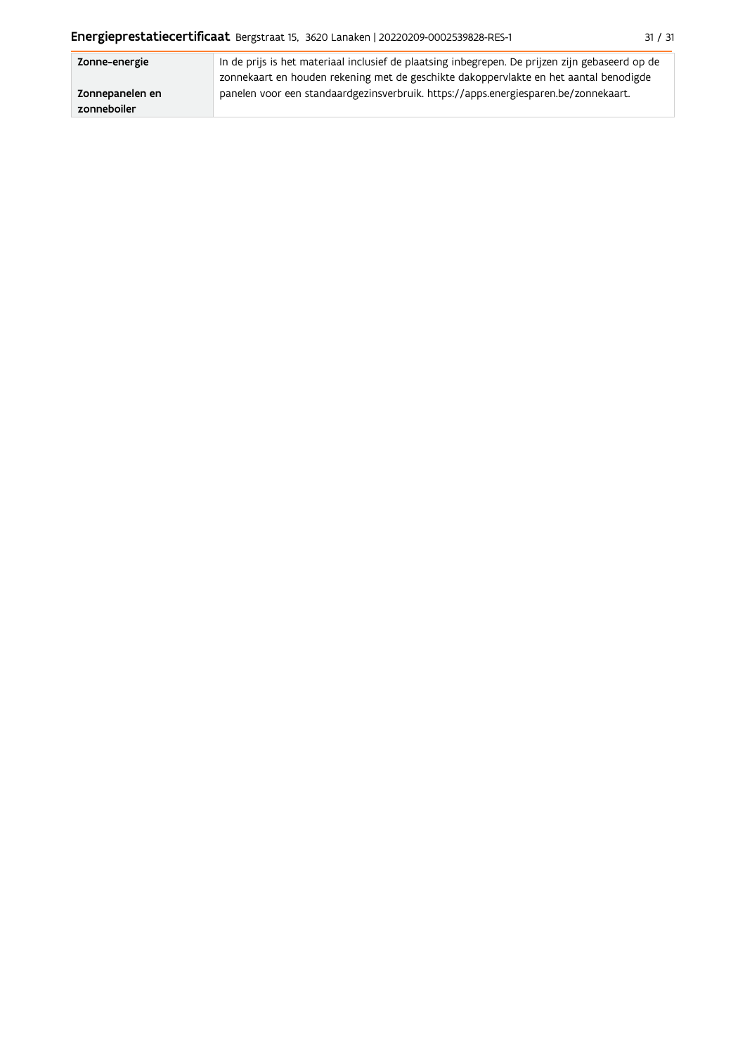| | |
|---|---|
| **Zonne-energie**<br><br>**Zonnepanelen en zonneboiler** | In de prijs is het materiaal inclusief de plaatsing inbegrepen. De prijzen zijn gebaseerd op de zonnekaart en houden rekening met de geschikte dakoppervlakte en het aantal benodigde panelen voor een standaardgezinsverbruik. https://apps.energiesparen.be/zonnekaart. |